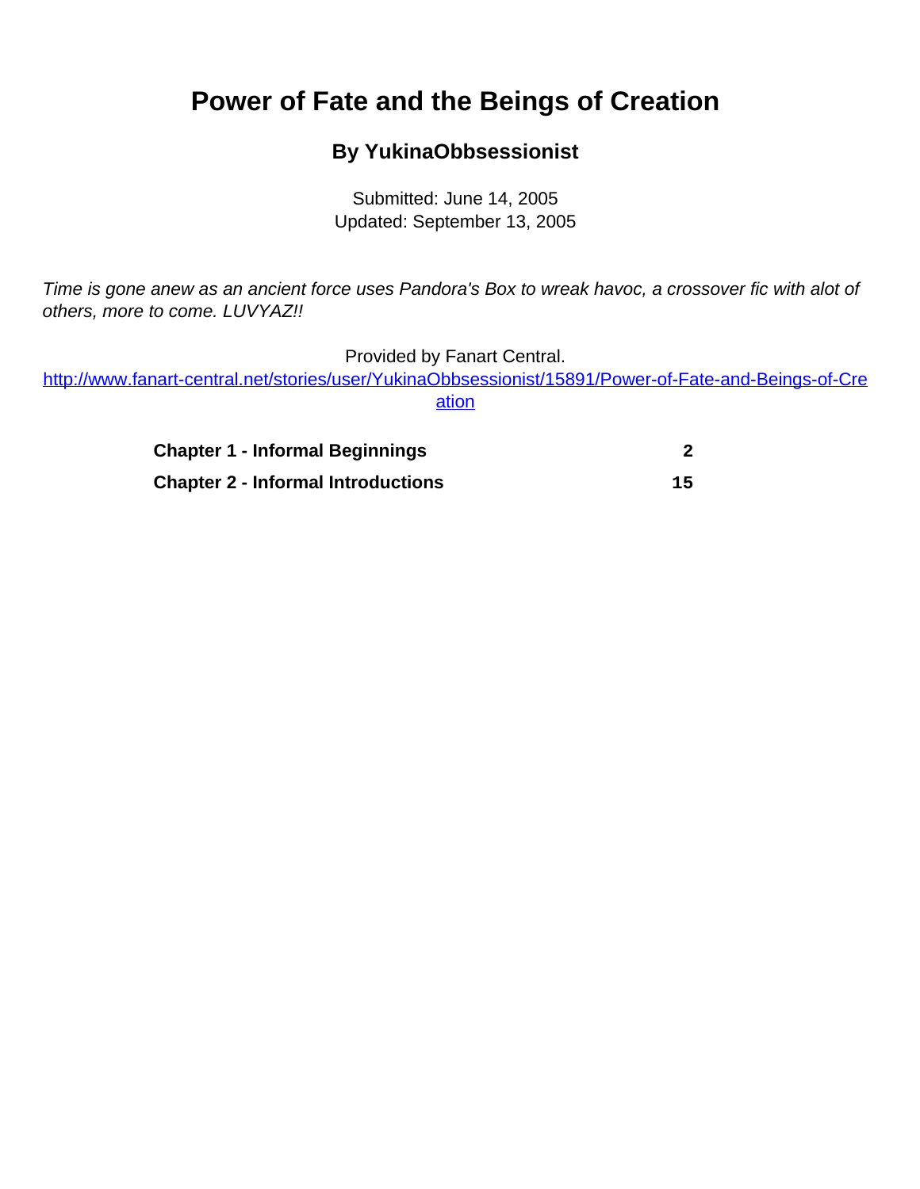# Power of Fate and the Beings of Creation

## By YukinaObbsessionist

Submitted: June 14, 2005
Updated: September 13, 2005

*Time is gone anew as an ancient force uses Pandora's Box to wreak havoc, a crossover fic with alot of others, more to come. LUVYAZ!!*

Provided by Fanart Central.
[http://www.fanart-central.net/stories/user/YukinaObbsessionist/15891/Power-of-Fate-and-Beings-of-Creation](http://www.fanart-central.net/stories/user/YukinaObbsessionist/15891/Power-of-Fate-and-Beings-of-Creation)

| | |
|---|---|
| **Chapter 1 - Informal Beginnings** | **2** |
| **Chapter 2 - Informal Introductions** | **15** |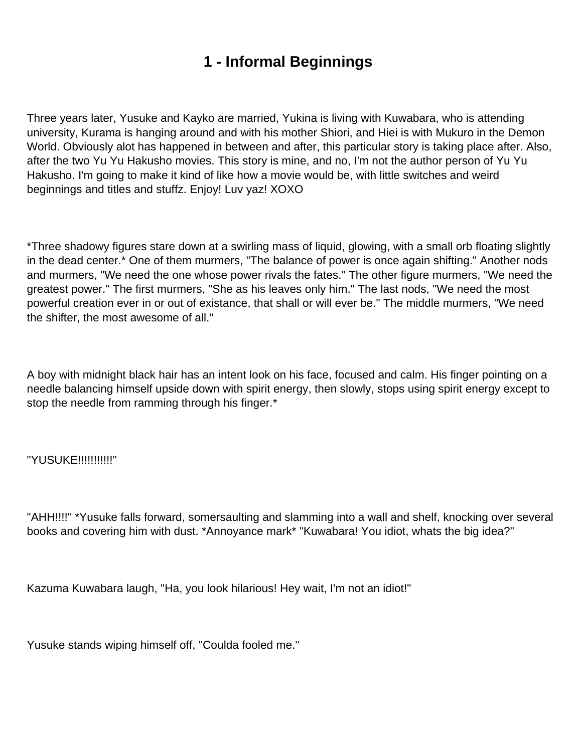# 1 - Informal Beginnings

Three years later, Yusuke and Kayko are married, Yukina is living with Kuwabara, who is attending university, Kurama is hanging around and with his mother Shiori, and Hiei is with Mukuro in the Demon World. Obviously alot has happened in between and after, this particular story is taking place after. Also, after the two Yu Yu Hakusho movies. This story is mine, and no, I'm not the author person of Yu Yu Hakusho. I'm going to make it kind of like how a movie would be, with little switches and weird beginnings and titles and stuffz. Enjoy! Luv yaz! XOXO

*Three shadowy figures stare down at a swirling mass of liquid, glowing, with a small orb floating slightly in the dead center.* One of them murmers, "The balance of power is once again shifting." Another nods and murmers, "We need the one whose power rivals the fates." The other figure murmers, "We need the greatest power." The first murmers, "She as his leaves only him." The last nods, "We need the most powerful creation ever in or out of existance, that shall or will ever be." The middle murmers, "We need the shifter, the most awesome of all."

A boy with midnight black hair has an intent look on his face, focused and calm. His finger pointing on a needle balancing himself upside down with spirit energy, then slowly, stops using spirit energy except to stop the needle from ramming through his finger.*

"YUSUKE!!!!!!!!!!"

"AHH!!!!" *Yusuke falls forward, somersaulting and slamming into a wall and shelf, knocking over several books and covering him with dust. *Annoyance mark* "Kuwabara! You idiot, whats the big idea?"

Kazuma Kuwabara laugh, "Ha, you look hilarious! Hey wait, I'm not an idiot!"

Yusuke stands wiping himself off, "Coulda fooled me."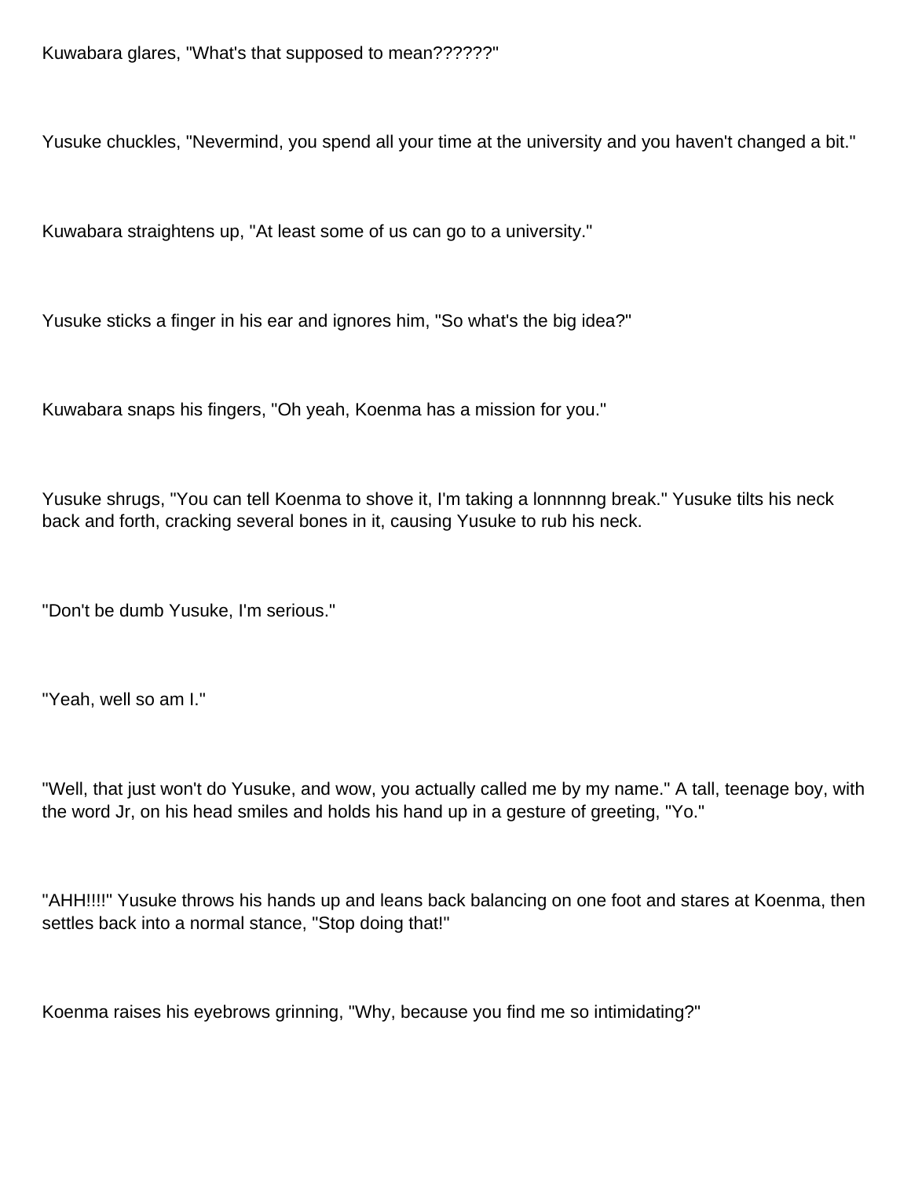Kuwabara glares, "What's that supposed to mean??????"

Yusuke chuckles, "Nevermind, you spend all your time at the university and you haven't changed a bit."

Kuwabara straightens up, "At least some of us can go to a university."

Yusuke sticks a finger in his ear and ignores him, "So what's the big idea?"

Kuwabara snaps his fingers, "Oh yeah, Koenma has a mission for you."

Yusuke shrugs, "You can tell Koenma to shove it, I'm taking a lonnnnng break." Yusuke tilts his neck back and forth, cracking several bones in it, causing Yusuke to rub his neck.

"Don't be dumb Yusuke, I'm serious."

"Yeah, well so am I."

"Well, that just won't do Yusuke, and wow, you actually called me by my name." A tall, teenage boy, with the word Jr, on his head smiles and holds his hand up in a gesture of greeting, "Yo."

"AHH!!!!" Yusuke throws his hands up and leans back balancing on one foot and stares at Koenma, then settles back into a normal stance, "Stop doing that!"

Koenma raises his eyebrows grinning, "Why, because you find me so intimidating?"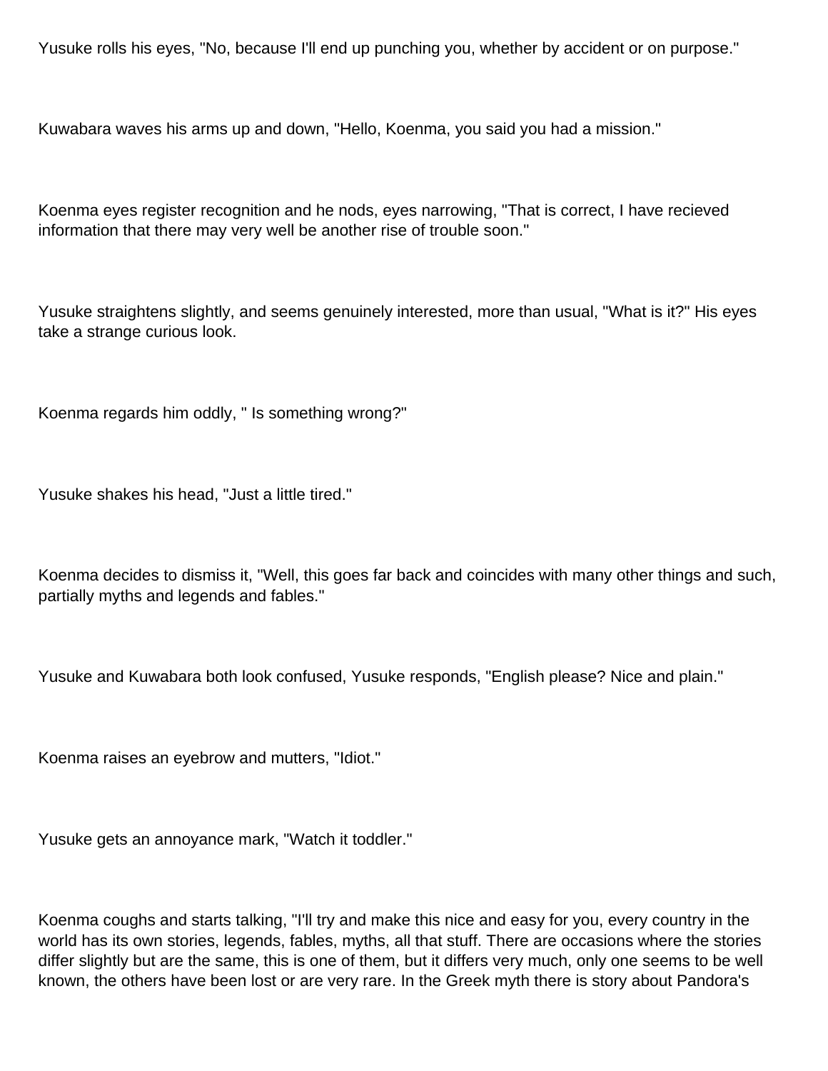Yusuke rolls his eyes, "No, because I'll end up punching you, whether by accident or on purpose."

Kuwabara waves his arms up and down, "Hello, Koenma, you said you had a mission."

Koenma eyes register recognition and he nods, eyes narrowing, "That is correct, I have recieved information that there may very well be another rise of trouble soon."

Yusuke straightens slightly, and seems genuinely interested, more than usual, "What is it?" His eyes take a strange curious look.

Koenma regards him oddly, " Is something wrong?"

Yusuke shakes his head, "Just a little tired."

Koenma decides to dismiss it, "Well, this goes far back and coincides with many other things and such, partially myths and legends and fables."

Yusuke and Kuwabara both look confused, Yusuke responds, "English please? Nice and plain."

Koenma raises an eyebrow and mutters, "Idiot."

Yusuke gets an annoyance mark, "Watch it toddler."

Koenma coughs and starts talking, "I'll try and make this nice and easy for you, every country in the world has its own stories, legends, fables, myths, all that stuff. There are occasions where the stories differ slightly but are the same, this is one of them, but it differs very much, only one seems to be well known, the others have been lost or are very rare. In the Greek myth there is story about Pandora's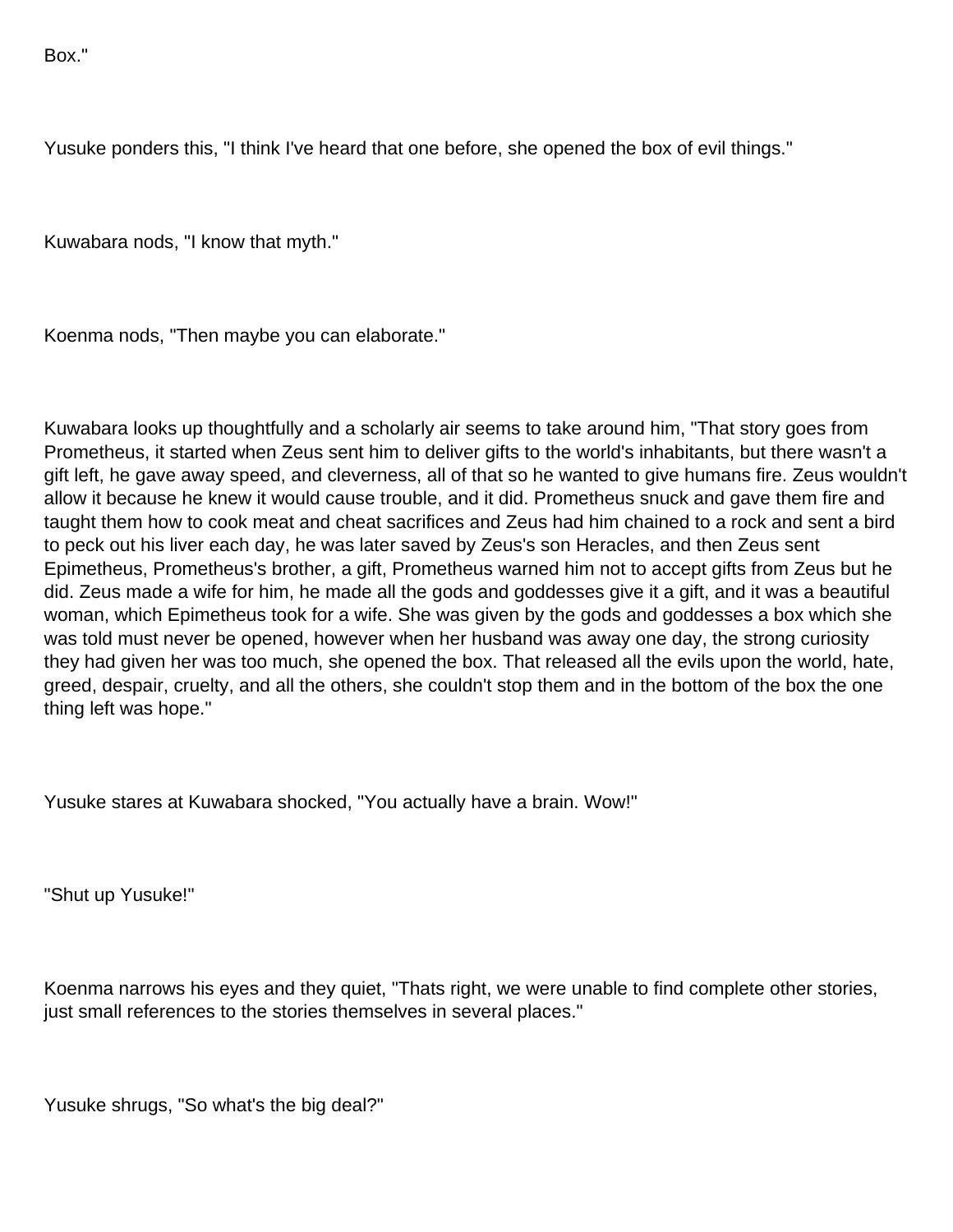Box."

Yusuke ponders this, "I think I've heard that one before, she opened the box of evil things."

Kuwabara nods, "I know that myth."

Koenma nods, "Then maybe you can elaborate."

Kuwabara looks up thoughtfully and a scholarly air seems to take around him, "That story goes from Prometheus, it started when Zeus sent him to deliver gifts to the world's inhabitants, but there wasn't a gift left, he gave away speed, and cleverness, all of that so he wanted to give humans fire. Zeus wouldn't allow it because he knew it would cause trouble, and it did. Prometheus snuck and gave them fire and taught them how to cook meat and cheat sacrifices and Zeus had him chained to a rock and sent a bird to peck out his liver each day, he was later saved by Zeus's son Heracles, and then Zeus sent Epimetheus, Prometheus's brother, a gift, Prometheus warned him not to accept gifts from Zeus but he did. Zeus made a wife for him, he made all the gods and goddesses give it a gift, and it was a beautiful woman, which Epimetheus took for a wife. She was given by the gods and goddesses a box which she was told must never be opened, however when her husband was away one day, the strong curiosity they had given her was too much, she opened the box. That released all the evils upon the world, hate, greed, despair, cruelty, and all the others, she couldn't stop them and in the bottom of the box the one thing left was hope."

Yusuke stares at Kuwabara shocked, "You actually have a brain. Wow!"

"Shut up Yusuke!"

Koenma narrows his eyes and they quiet, "Thats right, we were unable to find complete other stories, just small references to the stories themselves in several places."

Yusuke shrugs, "So what's the big deal?"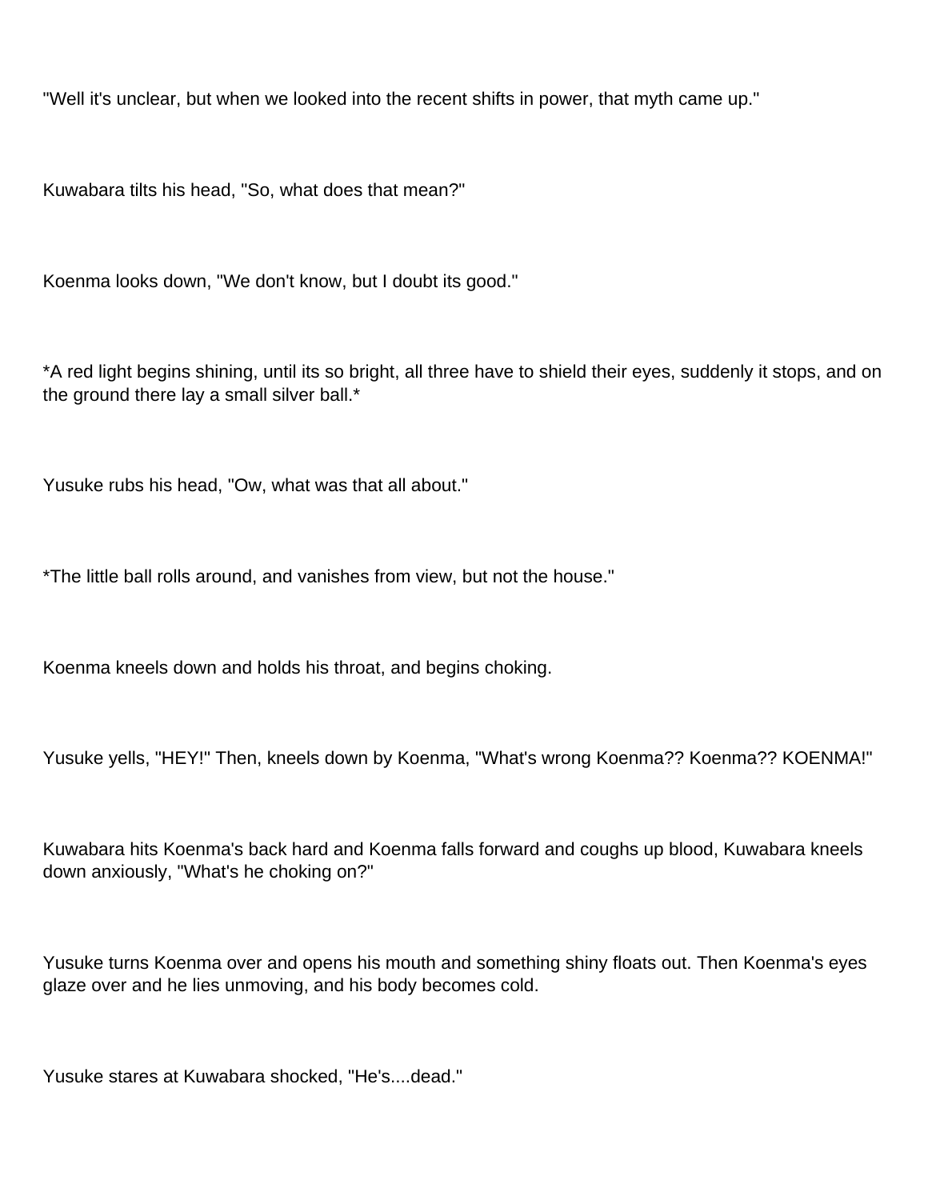"Well it's unclear, but when we looked into the recent shifts in power, that myth came up."

Kuwabara tilts his head, "So, what does that mean?"

Koenma looks down, "We don't know, but I doubt its good."

*A red light begins shining, until its so bright, all three have to shield their eyes, suddenly it stops, and on the ground there lay a small silver ball.*

Yusuke rubs his head, "Ow, what was that all about."

*The little ball rolls around, and vanishes from view, but not the house."

Koenma kneels down and holds his throat, and begins choking.

Yusuke yells, "HEY!" Then, kneels down by Koenma, "What's wrong Koenma?? Koenma?? KOENMA!"

Kuwabara hits Koenma's back hard and Koenma falls forward and coughs up blood, Kuwabara kneels down anxiously, "What's he choking on?"

Yusuke turns Koenma over and opens his mouth and something shiny floats out. Then Koenma's eyes glaze over and he lies unmoving, and his body becomes cold.

Yusuke stares at Kuwabara shocked, "He's....dead."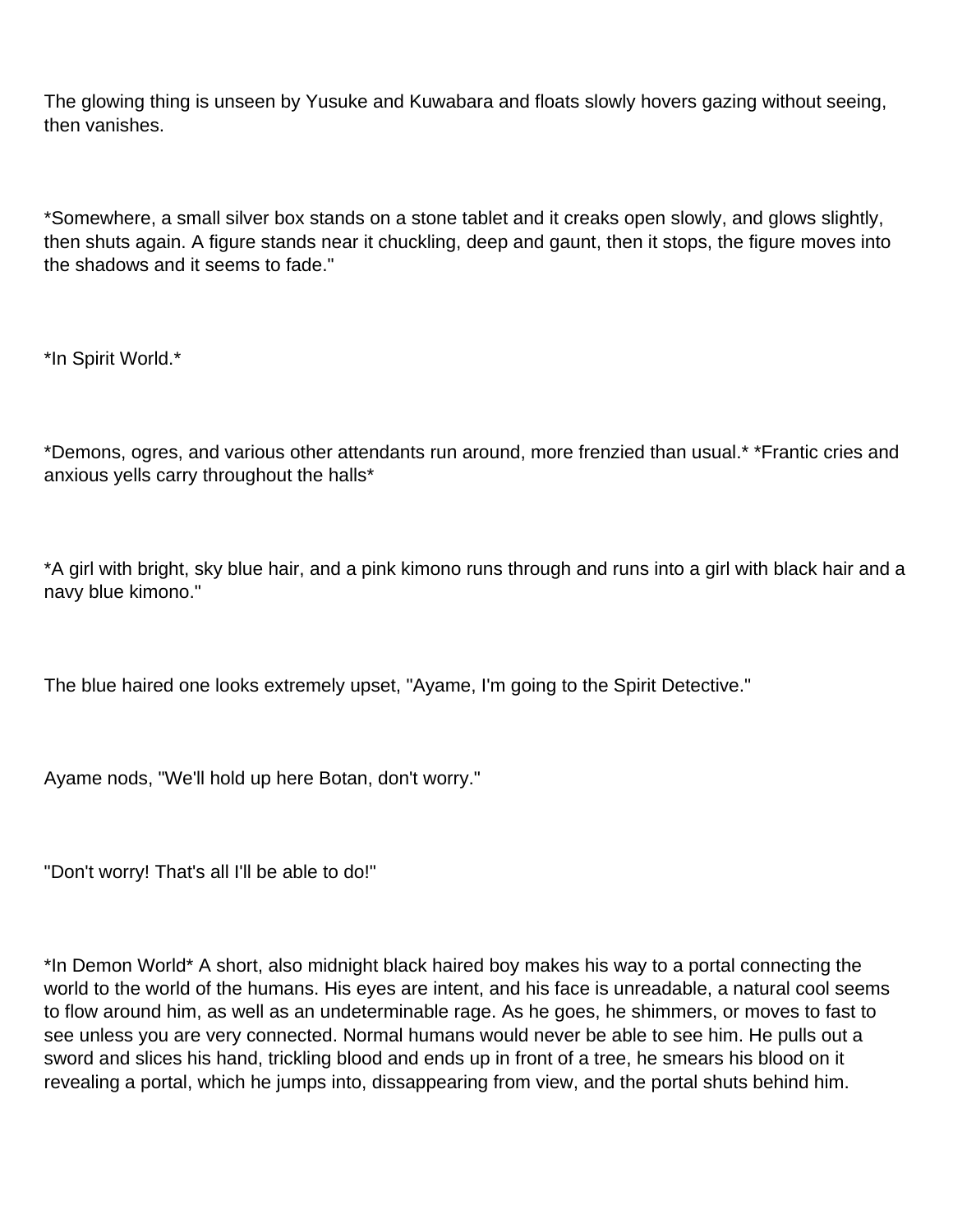The glowing thing is unseen by Yusuke and Kuwabara and floats slowly hovers gazing without seeing, then vanishes.

*Somewhere, a small silver box stands on a stone tablet and it creaks open slowly, and glows slightly, then shuts again. A figure stands near it chuckling, deep and gaunt, then it stops, the figure moves into the shadows and it seems to fade."

*In Spirit World.*

*Demons, ogres, and various other attendants run around, more frenzied than usual.* *Frantic cries and anxious yells carry throughout the halls*

*A girl with bright, sky blue hair, and a pink kimono runs through and runs into a girl with black hair and a navy blue kimono."

The blue haired one looks extremely upset, "Ayame, I'm going to the Spirit Detective."

Ayame nods, "We'll hold up here Botan, don't worry."

"Don't worry! That's all I'll be able to do!"

*In Demon World* A short, also midnight black haired boy makes his way to a portal connecting the world to the world of the humans. His eyes are intent, and his face is unreadable, a natural cool seems to flow around him, as well as an undeterminable rage. As he goes, he shimmers, or moves to fast to see unless you are very connected. Normal humans would never be able to see him. He pulls out a sword and slices his hand, trickling blood and ends up in front of a tree, he smears his blood on it revealing a portal, which he jumps into, dissappearing from view, and the portal shuts behind him.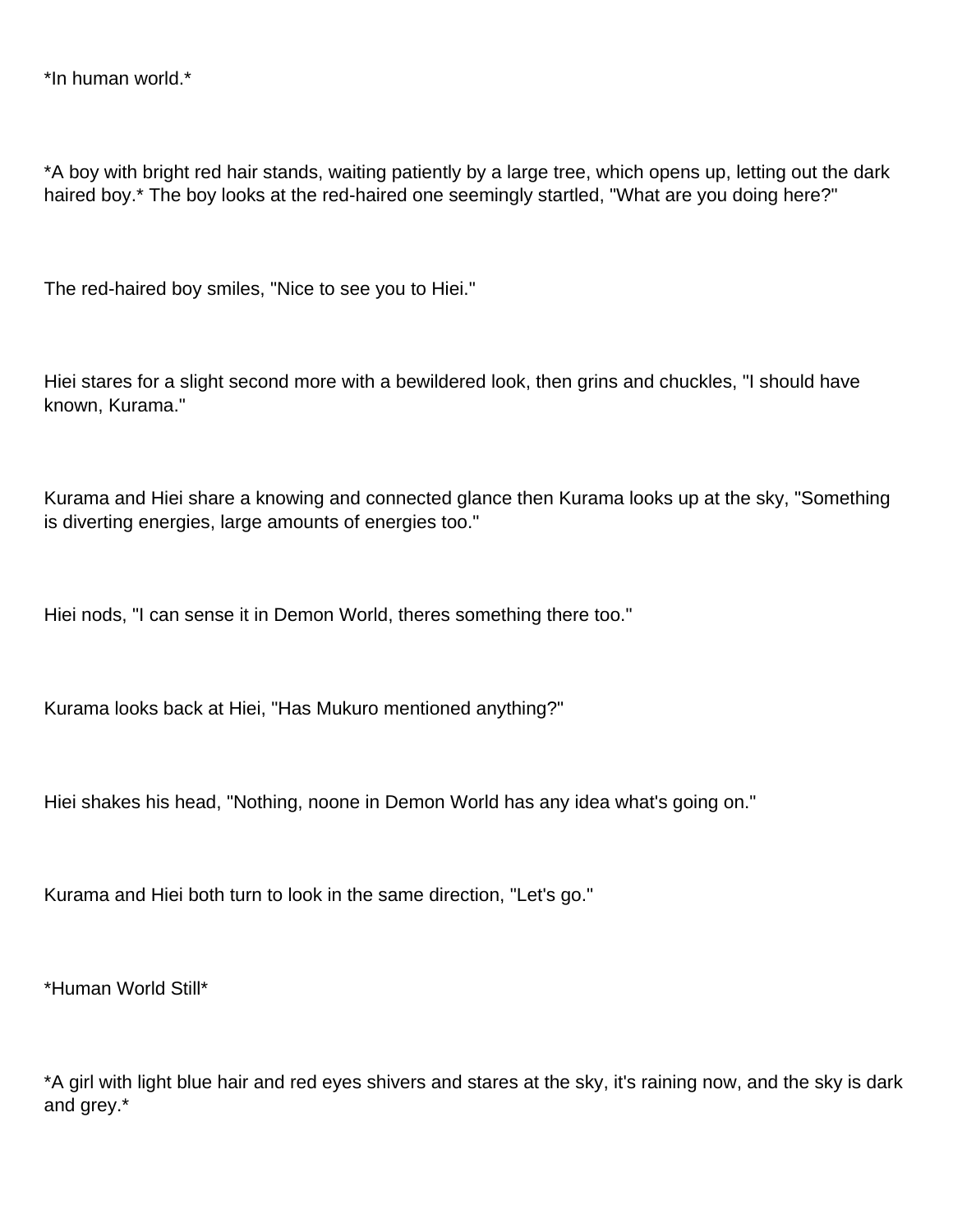*In human world.*

*A boy with bright red hair stands, waiting patiently by a large tree, which opens up, letting out the dark haired boy.* The boy looks at the red-haired one seemingly startled, "What are you doing here?"

The red-haired boy smiles, "Nice to see you to Hiei."

Hiei stares for a slight second more with a bewildered look, then grins and chuckles, "I should have known, Kurama."

Kurama and Hiei share a knowing and connected glance then Kurama looks up at the sky, "Something is diverting energies, large amounts of energies too."

Hiei nods, "I can sense it in Demon World, theres something there too."

Kurama looks back at Hiei, "Has Mukuro mentioned anything?"

Hiei shakes his head, "Nothing, noone in Demon World has any idea what's going on."

Kurama and Hiei both turn to look in the same direction, "Let's go."

*Human World Still*

*A girl with light blue hair and red eyes shivers and stares at the sky, it's raining now, and the sky is dark and grey.*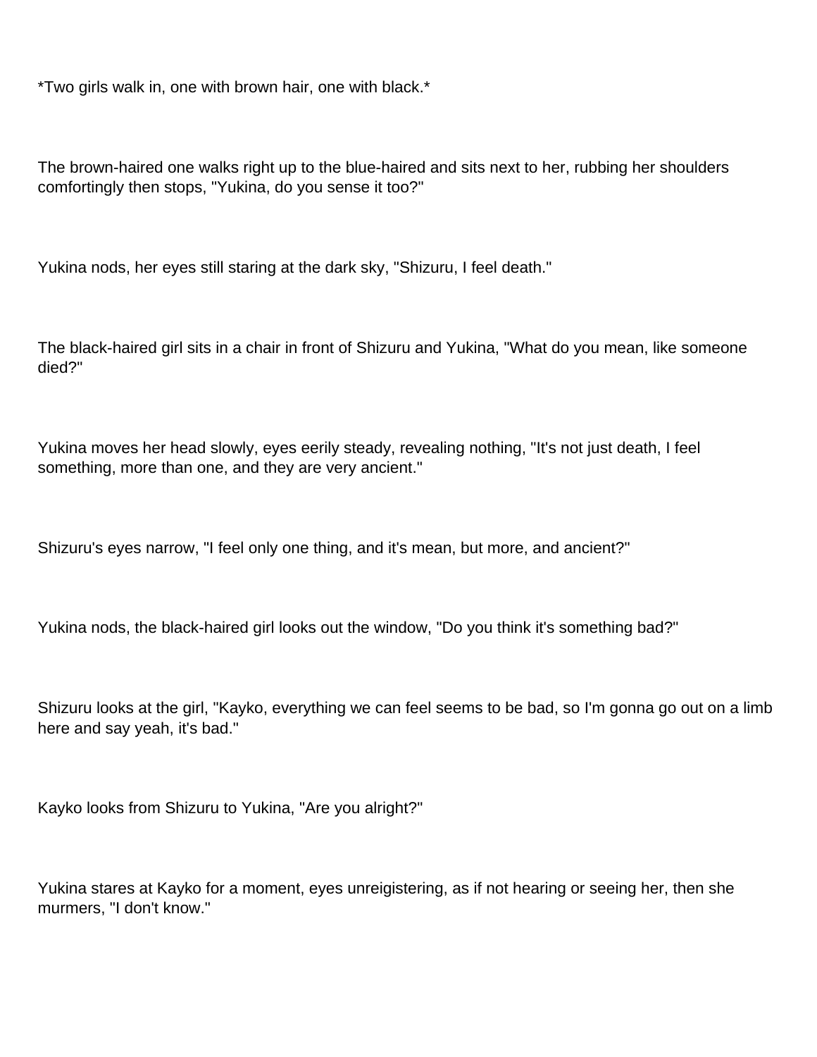*Two girls walk in, one with brown hair, one with black.*

The brown-haired one walks right up to the blue-haired and sits next to her, rubbing her shoulders comfortingly then stops, "Yukina, do you sense it too?"

Yukina nods, her eyes still staring at the dark sky, "Shizuru, I feel death."

The black-haired girl sits in a chair in front of Shizuru and Yukina, "What do you mean, like someone died?"

Yukina moves her head slowly, eyes eerily steady, revealing nothing, "It's not just death, I feel something, more than one, and they are very ancient."

Shizuru's eyes narrow, "I feel only one thing, and it's mean, but more, and ancient?"

Yukina nods, the black-haired girl looks out the window, "Do you think it's something bad?"

Shizuru looks at the girl, "Kayko, everything we can feel seems to be bad, so I'm gonna go out on a limb here and say yeah, it's bad."

Kayko looks from Shizuru to Yukina, "Are you alright?"

Yukina stares at Kayko for a moment, eyes unreigistering, as if not hearing or seeing her, then she murmers, "I don't know."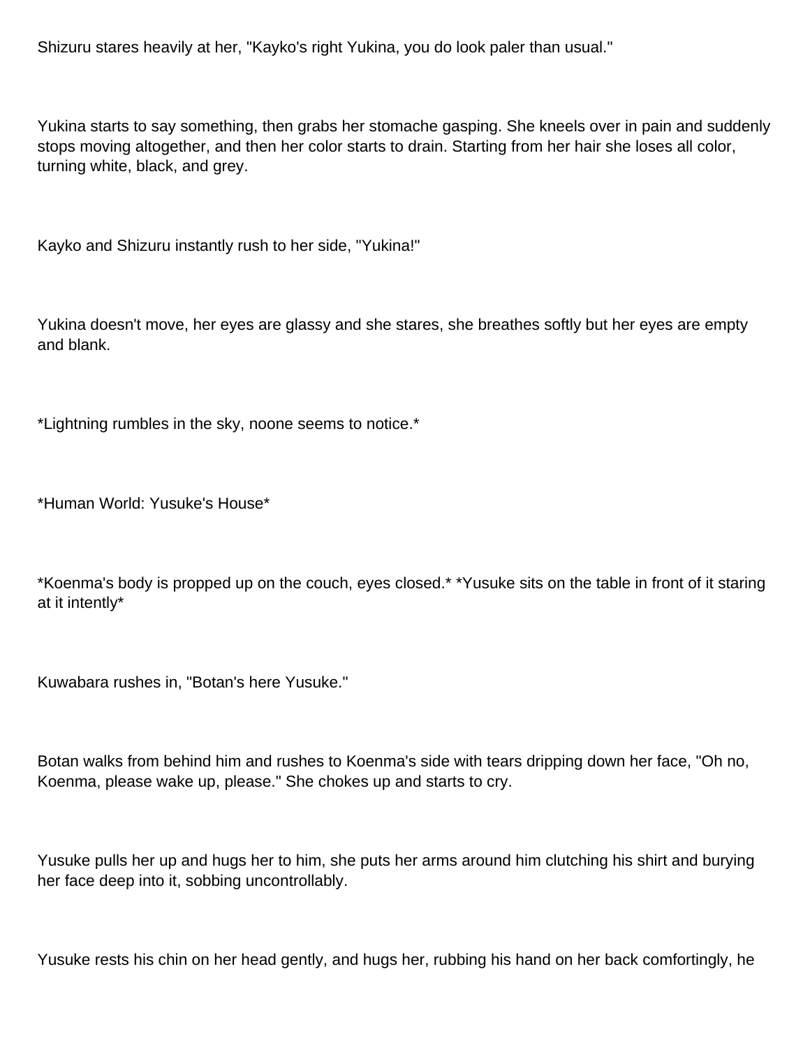Shizuru stares heavily at her, "Kayko's right Yukina, you do look paler than usual."

Yukina starts to say something, then grabs her stomache gasping. She kneels over in pain and suddenly stops moving altogether, and then her color starts to drain. Starting from her hair she loses all color, turning white, black, and grey.

Kayko and Shizuru instantly rush to her side, "Yukina!"

Yukina doesn't move, her eyes are glassy and she stares, she breathes softly but her eyes are empty and blank.

*Lightning rumbles in the sky, noone seems to notice.*

*Human World: Yusuke's House*

*Koenma's body is propped up on the couch, eyes closed.* *Yusuke sits on the table in front of it staring at it intently*

Kuwabara rushes in, "Botan's here Yusuke."

Botan walks from behind him and rushes to Koenma's side with tears dripping down her face, "Oh no, Koenma, please wake up, please." She chokes up and starts to cry.

Yusuke pulls her up and hugs her to him, she puts her arms around him clutching his shirt and burying her face deep into it, sobbing uncontrollably.

Yusuke rests his chin on her head gently, and hugs her, rubbing his hand on her back comfortingly, he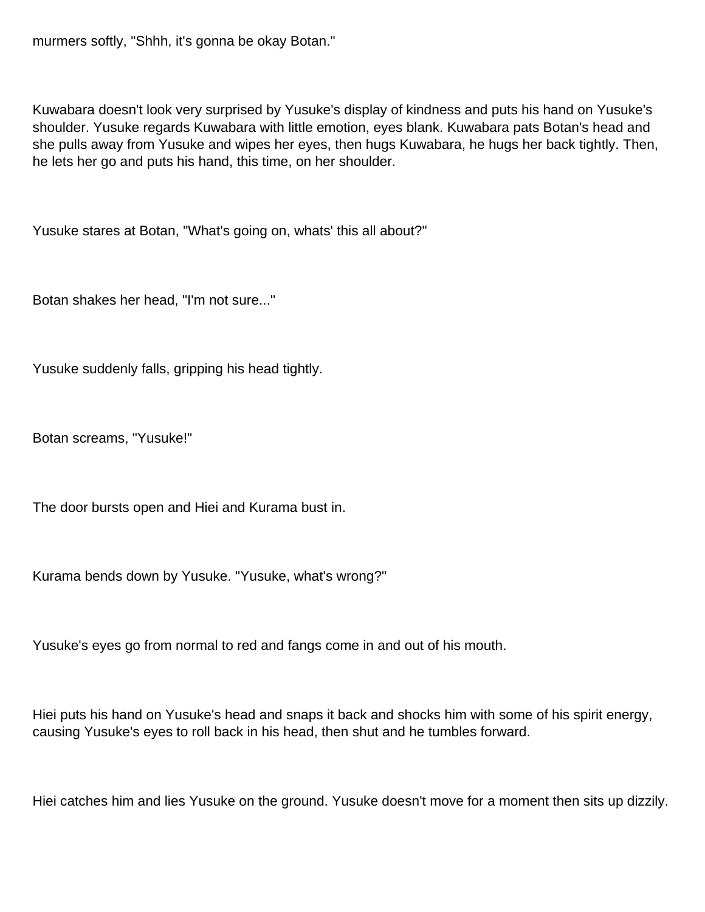murmers softly, "Shhh, it's gonna be okay Botan."

Kuwabara doesn't look very surprised by Yusuke's display of kindness and puts his hand on Yusuke's shoulder. Yusuke regards Kuwabara with little emotion, eyes blank. Kuwabara pats Botan's head and she pulls away from Yusuke and wipes her eyes, then hugs Kuwabara, he hugs her back tightly. Then, he lets her go and puts his hand, this time, on her shoulder.

Yusuke stares at Botan, "What's going on, whats' this all about?"

Botan shakes her head, "I'm not sure..."

Yusuke suddenly falls, gripping his head tightly.

Botan screams, "Yusuke!"

The door bursts open and Hiei and Kurama bust in.

Kurama bends down by Yusuke. "Yusuke, what's wrong?"

Yusuke's eyes go from normal to red and fangs come in and out of his mouth.

Hiei puts his hand on Yusuke's head and snaps it back and shocks him with some of his spirit energy, causing Yusuke's eyes to roll back in his head, then shut and he tumbles forward.

Hiei catches him and lies Yusuke on the ground. Yusuke doesn't move for a moment then sits up dizzily.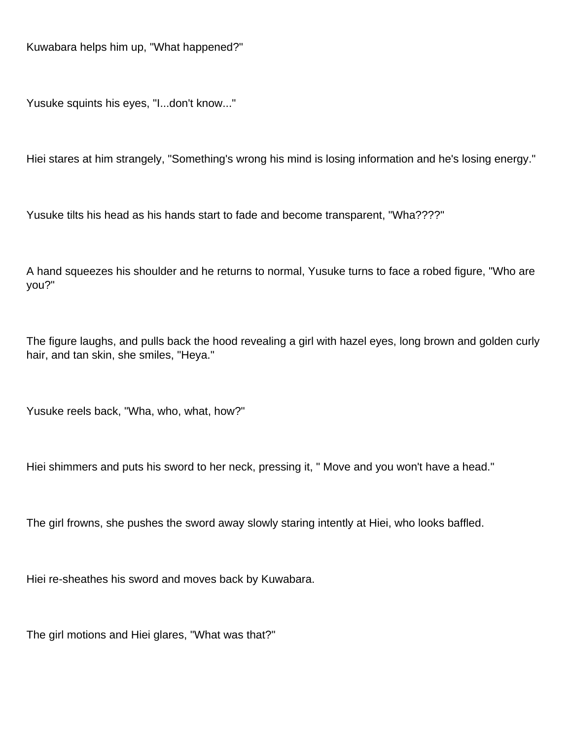Kuwabara helps him up, "What happened?"

Yusuke squints his eyes, "I...don't know..."

Hiei stares at him strangely, "Something's wrong his mind is losing information and he's losing energy."

Yusuke tilts his head as his hands start to fade and become transparent, "Wha????"

A hand squeezes his shoulder and he returns to normal, Yusuke turns to face a robed figure, "Who are you?"

The figure laughs, and pulls back the hood revealing a girl with hazel eyes, long brown and golden curly hair, and tan skin, she smiles, "Heya."

Yusuke reels back, "Wha, who, what, how?"

Hiei shimmers and puts his sword to her neck, pressing it, " Move and you won't have a head."

The girl frowns, she pushes the sword away slowly staring intently at Hiei, who looks baffled.

Hiei re-sheathes his sword and moves back by Kuwabara.

The girl motions and Hiei glares, "What was that?"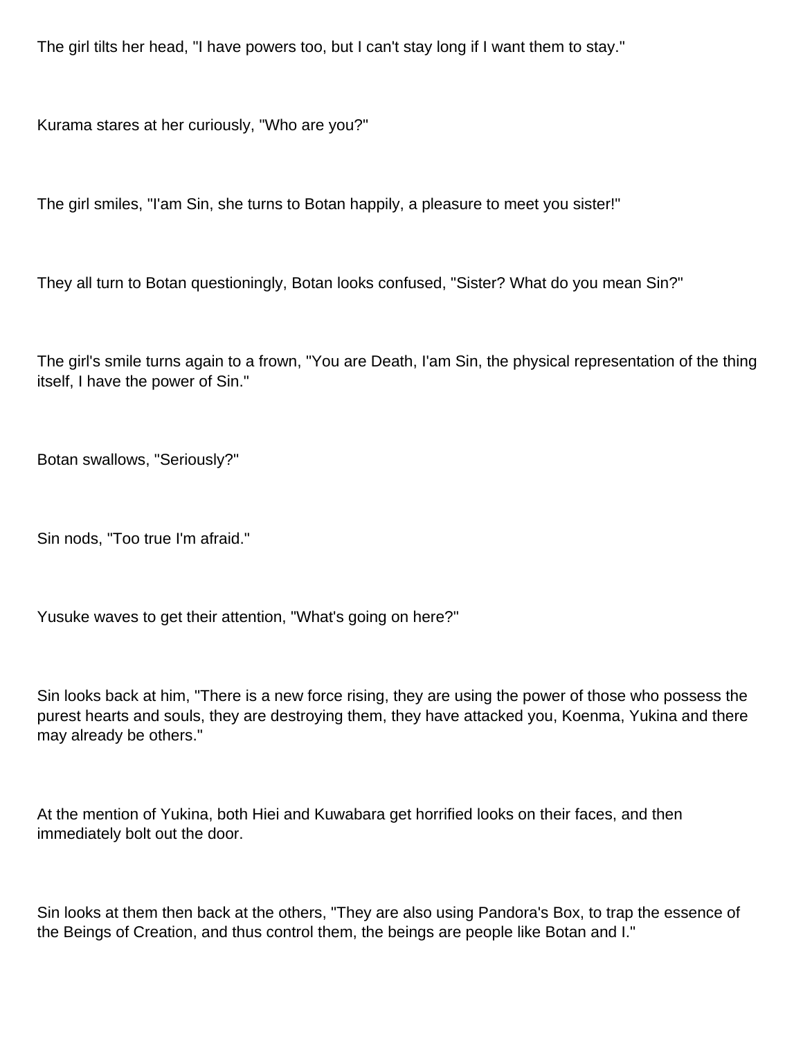The girl tilts her head, "I have powers too, but I can't stay long if I want them to stay."

Kurama stares at her curiously, "Who are you?"

The girl smiles, "I'am Sin, she turns to Botan happily, a pleasure to meet you sister!"

They all turn to Botan questioningly, Botan looks confused, "Sister? What do you mean Sin?"

The girl's smile turns again to a frown, "You are Death, I'am Sin, the physical representation of the thing itself, I have the power of Sin."

Botan swallows, "Seriously?"

Sin nods, "Too true I'm afraid."

Yusuke waves to get their attention, "What's going on here?"

Sin looks back at him, "There is a new force rising, they are using the power of those who possess the purest hearts and souls, they are destroying them, they have attacked you, Koenma, Yukina and there may already be others."

At the mention of Yukina, both Hiei and Kuwabara get horrified looks on their faces, and then immediately bolt out the door.

Sin looks at them then back at the others, "They are also using Pandora's Box, to trap the essence of the Beings of Creation, and thus control them, the beings are people like Botan and I."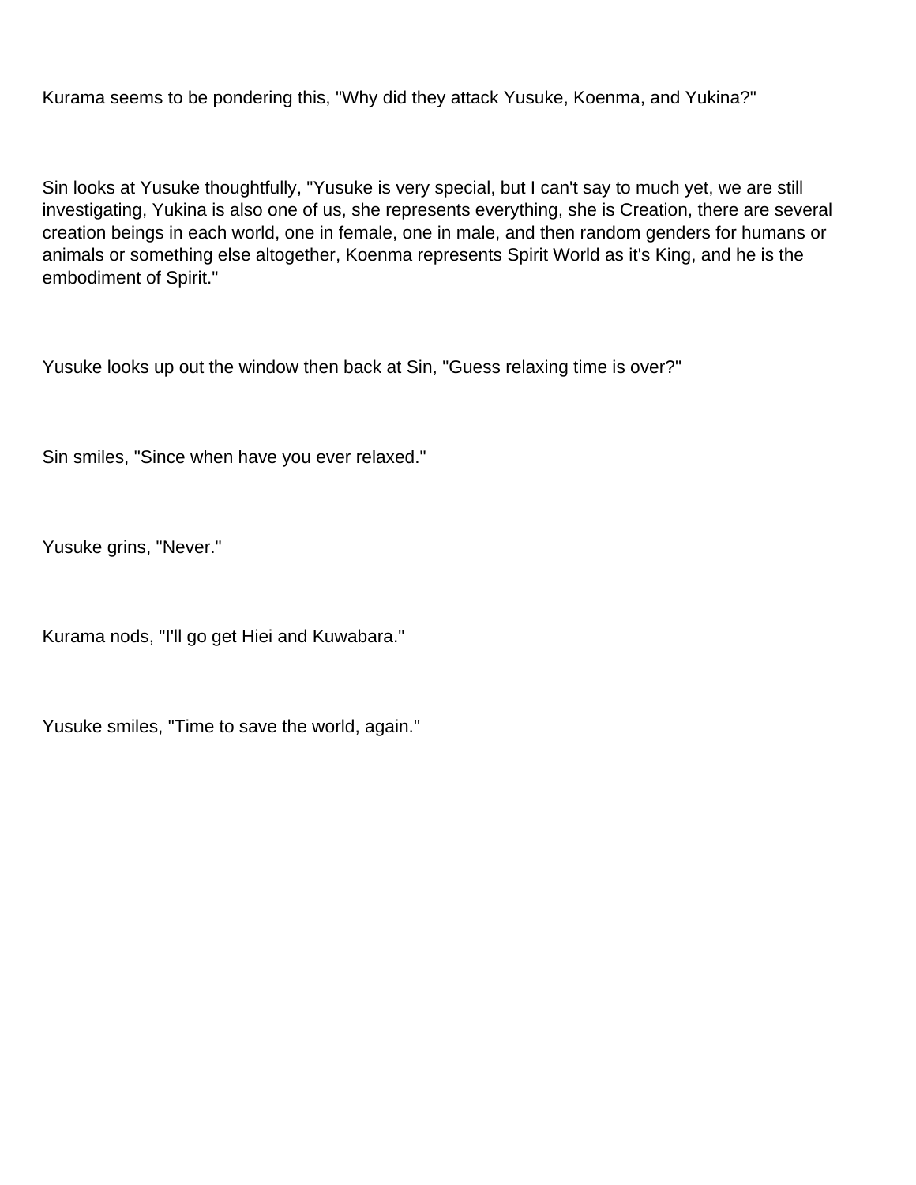Kurama seems to be pondering this, "Why did they attack Yusuke, Koenma, and Yukina?"

Sin looks at Yusuke thoughtfully, "Yusuke is very special, but I can't say to much yet, we are still investigating, Yukina is also one of us, she represents everything, she is Creation, there are several creation beings in each world, one in female, one in male, and then random genders for humans or animals or something else altogether, Koenma represents Spirit World as it's King, and he is the embodiment of Spirit."

Yusuke looks up out the window then back at Sin, "Guess relaxing time is over?"

Sin smiles, "Since when have you ever relaxed."

Yusuke grins, "Never."

Kurama nods, "I'll go get Hiei and Kuwabara."

Yusuke smiles, "Time to save the world, again."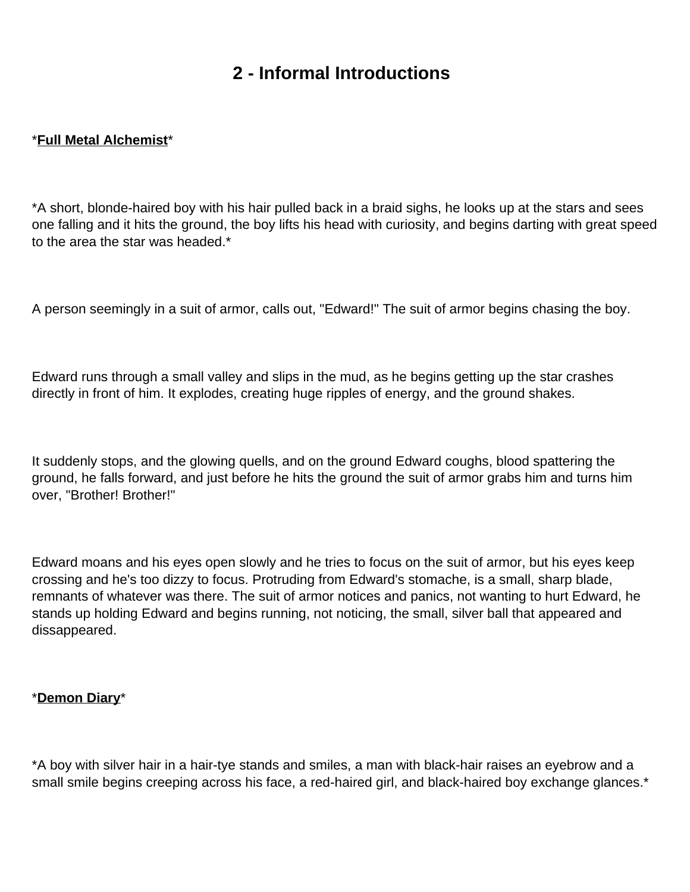# 2 - Informal Introductions

***Full Metal Alchemist***

*A short, blonde-haired boy with his hair pulled back in a braid sighs, he looks up at the stars and sees one falling and it hits the ground, the boy lifts his head with curiosity, and begins darting with great speed to the area the star was headed.*

A person seemingly in a suit of armor, calls out, "Edward!" The suit of armor begins chasing the boy.

Edward runs through a small valley and slips in the mud, as he begins getting up the star crashes directly in front of him. It explodes, creating huge ripples of energy, and the ground shakes.

It suddenly stops, and the glowing quells, and on the ground Edward coughs, blood spattering the ground, he falls forward, and just before he hits the ground the suit of armor grabs him and turns him over, "Brother! Brother!"

Edward moans and his eyes open slowly and he tries to focus on the suit of armor, but his eyes keep crossing and he's too dizzy to focus. Protruding from Edward's stomache, is a small, sharp blade, remnants of whatever was there. The suit of armor notices and panics, not wanting to hurt Edward, he stands up holding Edward and begins running, not noticing, the small, silver ball that appeared and dissappeared.

***Demon Diary***

*A boy with silver hair in a hair-tye stands and smiles, a man with black-hair raises an eyebrow and a small smile begins creeping across his face, a red-haired girl, and black-haired boy exchange glances.*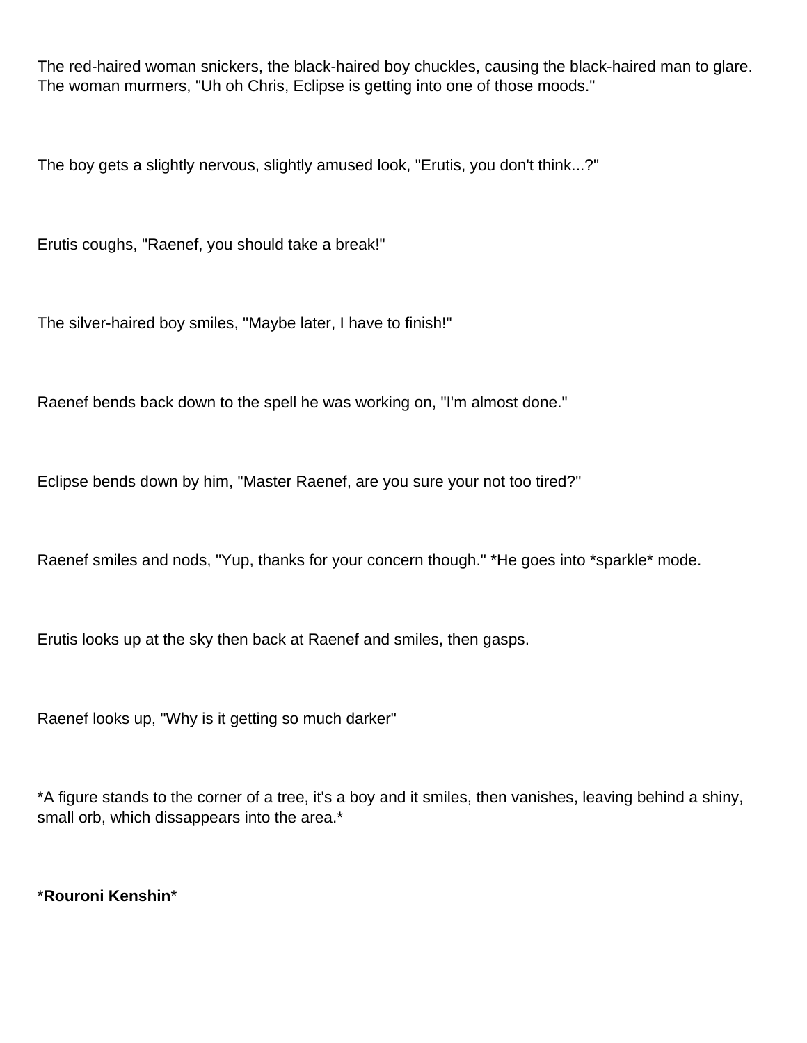The red-haired woman snickers, the black-haired boy chuckles, causing the black-haired man to glare. The woman murmers, "Uh oh Chris, Eclipse is getting into one of those moods."

The boy gets a slightly nervous, slightly amused look, "Erutis, you don't think...?"

Erutis coughs, "Raenef, you should take a break!"

The silver-haired boy smiles, "Maybe later, I have to finish!"

Raenef bends back down to the spell he was working on, "I'm almost done."

Eclipse bends down by him, "Master Raenef, are you sure your not too tired?"

Raenef smiles and nods, "Yup, thanks for your concern though." *He goes into *sparkle* mode.

Erutis looks up at the sky then back at Raenef and smiles, then gasps.

Raenef looks up, "Why is it getting so much darker"

*A figure stands to the corner of a tree, it's a boy and it smiles, then vanishes, leaving behind a shiny, small orb, which dissappears into the area.*

***Rouroni Kenshin***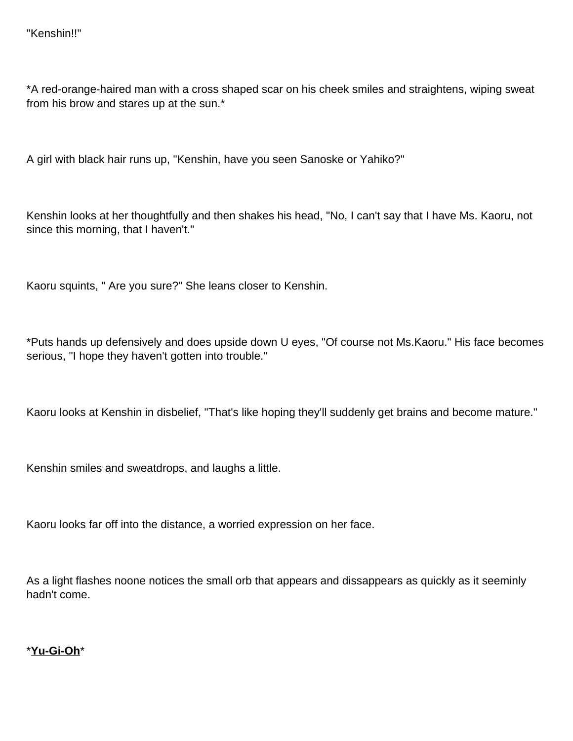"Kenshin!!"

*A red-orange-haired man with a cross shaped scar on his cheek smiles and straightens, wiping sweat from his brow and stares up at the sun.*

A girl with black hair runs up, "Kenshin, have you seen Sanoske or Yahiko?"

Kenshin looks at her thoughtfully and then shakes his head, "No, I can't say that I have Ms. Kaoru, not since this morning, that I haven't."

Kaoru squints, " Are you sure?" She leans closer to Kenshin.

*Puts hands up defensively and does upside down U eyes, "Of course not Ms.Kaoru." His face becomes serious, "I hope they haven't gotten into trouble."

Kaoru looks at Kenshin in disbelief, "That's like hoping they'll suddenly get brains and become mature."

Kenshin smiles and sweatdrops, and laughs a little.

Kaoru looks far off into the distance, a worried expression on her face.

As a light flashes noone notices the small orb that appears and dissappears as quickly as it seeminly hadn't come.

*<u>**Yu-Gi-Oh**</u>*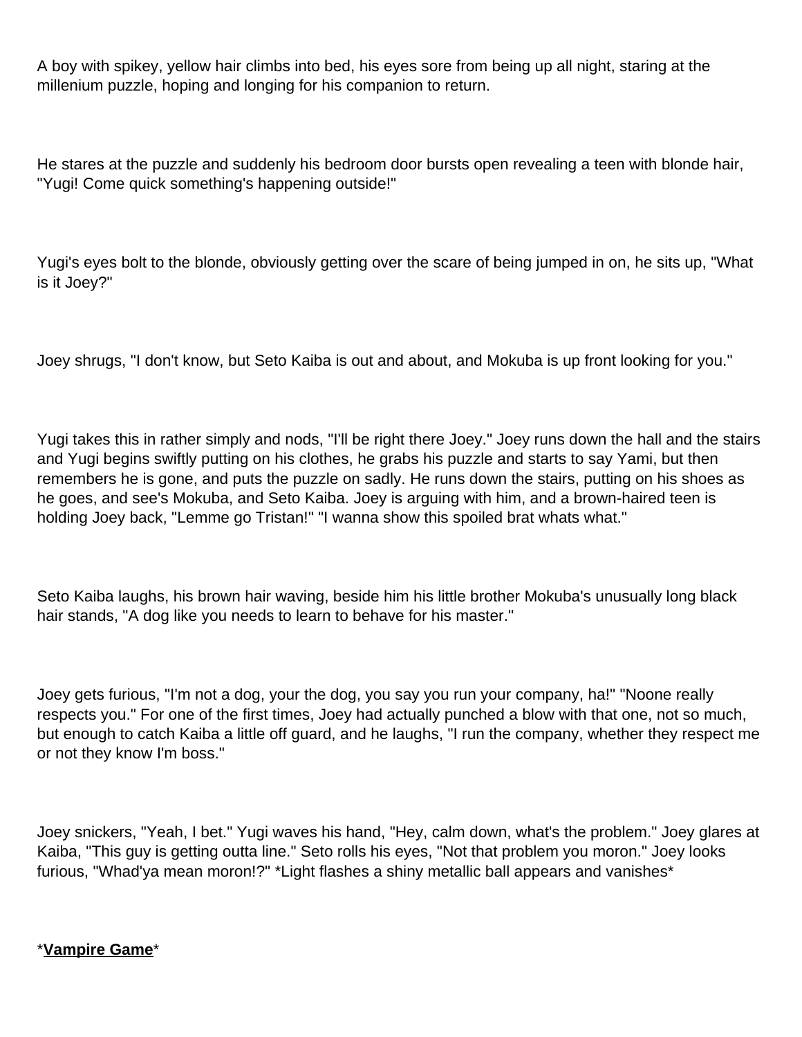A boy with spikey, yellow hair climbs into bed, his eyes sore from being up all night, staring at the millenium puzzle, hoping and longing for his companion to return.

He stares at the puzzle and suddenly his bedroom door bursts open revealing a teen with blonde hair, "Yugi! Come quick something's happening outside!"

Yugi's eyes bolt to the blonde, obviously getting over the scare of being jumped in on, he sits up, "What is it Joey?"

Joey shrugs, "I don't know, but Seto Kaiba is out and about, and Mokuba is up front looking for you."

Yugi takes this in rather simply and nods, "I'll be right there Joey." Joey runs down the hall and the stairs and Yugi begins swiftly putting on his clothes, he grabs his puzzle and starts to say Yami, but then remembers he is gone, and puts the puzzle on sadly. He runs down the stairs, putting on his shoes as he goes, and see's Mokuba, and Seto Kaiba. Joey is arguing with him, and a brown-haired teen is holding Joey back, "Lemme go Tristan!" "I wanna show this spoiled brat whats what."

Seto Kaiba laughs, his brown hair waving, beside him his little brother Mokuba's unusually long black hair stands, "A dog like you needs to learn to behave for his master."

Joey gets furious, "I'm not a dog, your the dog, you say you run your company, ha!" "Noone really respects you." For one of the first times, Joey had actually punched a blow with that one, not so much, but enough to catch Kaiba a little off guard, and he laughs, "I run the company, whether they respect me or not they know I'm boss."

Joey snickers, "Yeah, I bet." Yugi waves his hand, "Hey, calm down, what's the problem." Joey glares at Kaiba, "This guy is getting outta line." Seto rolls his eyes, "Not that problem you moron." Joey looks furious, "Whad'ya mean moron!?" *Light flashes a shiny metallic ball appears and vanishes*

*<u>**Vampire Game**</u>*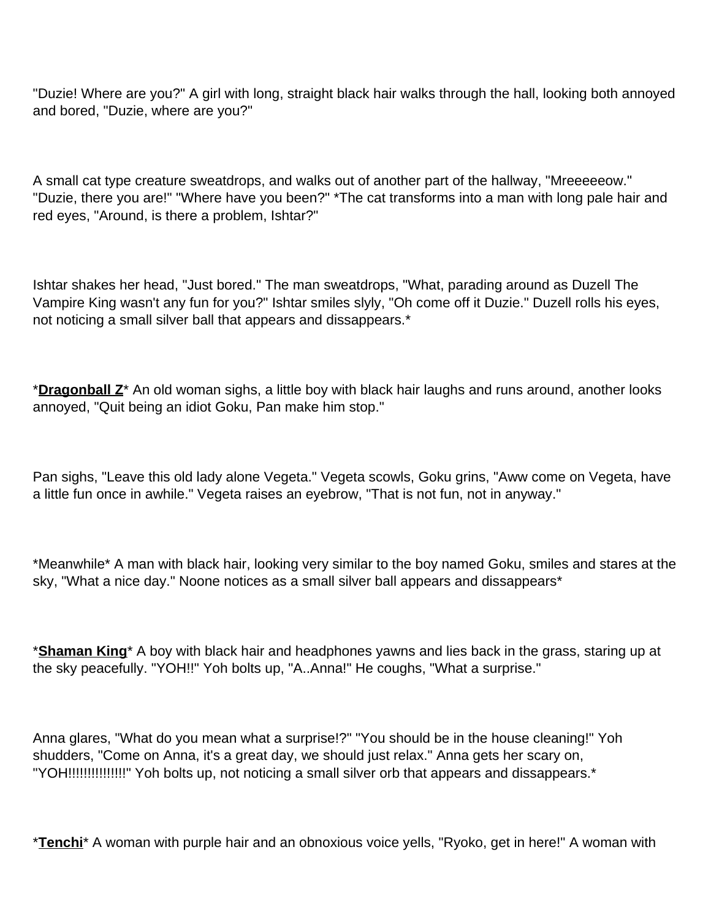"Duzie! Where are you?" A girl with long, straight black hair walks through the hall, looking both annoyed and bored, "Duzie, where are you?"

A small cat type creature sweatdrops, and walks out of another part of the hallway, "Mreeeeeow." "Duzie, there you are!" "Where have you been?" *The cat transforms into a man with long pale hair and red eyes, "Around, is there a problem, Ishtar?"

Ishtar shakes her head, "Just bored." The man sweatdrops, "What, parading around as Duzell The Vampire King wasn't any fun for you?" Ishtar smiles slyly, "Oh come off it Duzie." Duzell rolls his eyes, not noticing a small silver ball that appears and dissappears.*

*__Dragonball Z__* An old woman sighs, a little boy with black hair laughs and runs around, another looks annoyed, "Quit being an idiot Goku, Pan make him stop."

Pan sighs, "Leave this old lady alone Vegeta." Vegeta scowls, Goku grins, "Aww come on Vegeta, have a little fun once in awhile." Vegeta raises an eyebrow, "That is not fun, not in anyway."

*Meanwhile* A man with black hair, looking very similar to the boy named Goku, smiles and stares at the sky, "What a nice day." Noone notices as a small silver ball appears and dissappears*

*__Shaman King__* A boy with black hair and headphones yawns and lies back in the grass, staring up at the sky peacefully. "YOH!!" Yoh bolts up, "A..Anna!" He coughs, "What a surprise."

Anna glares, "What do you mean what a surprise!?" "You should be in the house cleaning!" Yoh shudders, "Come on Anna, it's a great day, we should just relax." Anna gets her scary on, "YOH!!!!!!!!!!!!!!!" Yoh bolts up, not noticing a small silver orb that appears and dissappears.*

*__Tenchi__* A woman with purple hair and an obnoxious voice yells, "Ryoko, get in here!" A woman with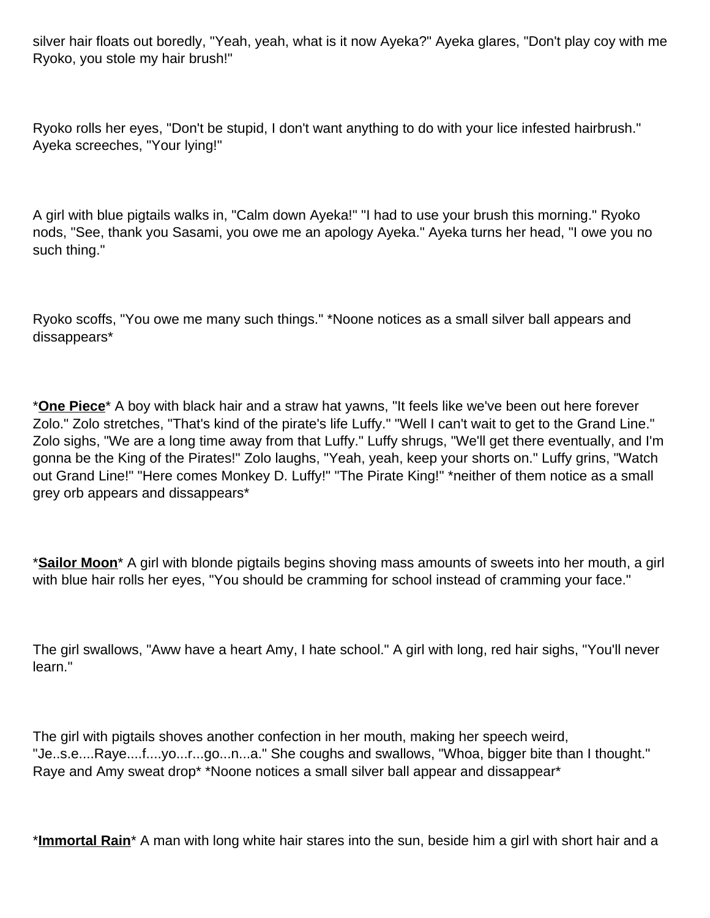silver hair floats out boredly, "Yeah, yeah, what is it now Ayeka?" Ayeka glares, "Don't play coy with me Ryoko, you stole my hair brush!"

Ryoko rolls her eyes, "Don't be stupid, I don't want anything to do with your lice infested hairbrush." Ayeka screeches, "Your lying!"

A girl with blue pigtails walks in, "Calm down Ayeka!" "I had to use your brush this morning." Ryoko nods, "See, thank you Sasami, you owe me an apology Ayeka." Ayeka turns her head, "I owe you no such thing."

Ryoko scoffs, "You owe me many such things." *Noone notices as a small silver ball appears and dissappears*

*__One Piece__* A boy with black hair and a straw hat yawns, "It feels like we've been out here forever Zolo." Zolo stretches, "That's kind of the pirate's life Luffy." "Well I can't wait to get to the Grand Line." Zolo sighs, "We are a long time away from that Luffy." Luffy shrugs, "We'll get there eventually, and I'm gonna be the King of the Pirates!" Zolo laughs, "Yeah, yeah, keep your shorts on." Luffy grins, "Watch out Grand Line!" "Here comes Monkey D. Luffy!" "The Pirate King!" *neither of them notice as a small grey orb appears and dissappears*

*__Sailor Moon__* A girl with blonde pigtails begins shoving mass amounts of sweets into her mouth, a girl with blue hair rolls her eyes, "You should be cramming for school instead of cramming your face."

The girl swallows, "Aww have a heart Amy, I hate school." A girl with long, red hair sighs, "You'll never learn."

The girl with pigtails shoves another confection in her mouth, making her speech weird, "Je..s.e....Raye....f....yo...r...go...n...a." She coughs and swallows, "Whoa, bigger bite than I thought." Raye and Amy sweat drop* *Noone notices a small silver ball appear and dissappear*

*__Immortal Rain__* A man with long white hair stares into the sun, beside him a girl with short hair and a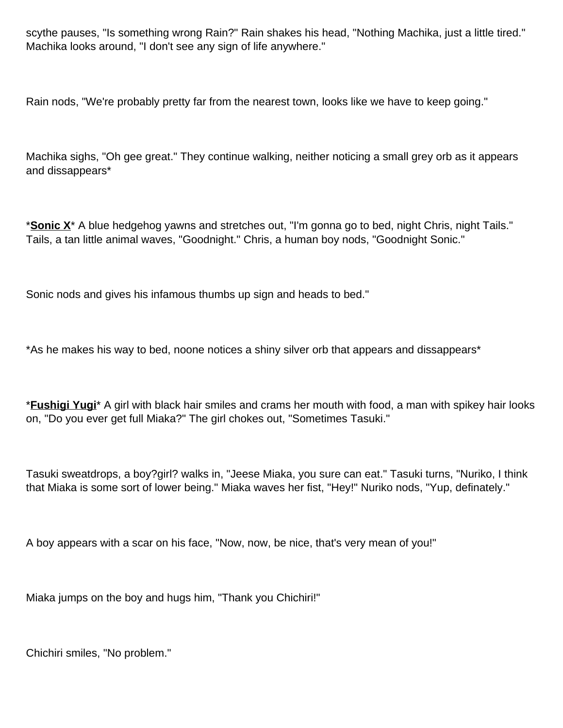scythe pauses, "Is something wrong Rain?" Rain shakes his head, "Nothing Machika, just a little tired." Machika looks around, "I don't see any sign of life anywhere."

Rain nods, "We're probably pretty far from the nearest town, looks like we have to keep going."

Machika sighs, "Oh gee great." They continue walking, neither noticing a small grey orb as it appears and dissappears*

*__**Sonic X**__* A blue hedgehog yawns and stretches out, "I'm gonna go to bed, night Chris, night Tails." Tails, a tan little animal waves, "Goodnight." Chris, a human boy nods, "Goodnight Sonic."

Sonic nods and gives his infamous thumbs up sign and heads to bed."

*As he makes his way to bed, noone notices a shiny silver orb that appears and dissappears*

*__**Fushigi Yugi**__* A girl with black hair smiles and crams her mouth with food, a man with spikey hair looks on, "Do you ever get full Miaka?" The girl chokes out, "Sometimes Tasuki."

Tasuki sweatdrops, a boy?girl? walks in, "Jeese Miaka, you sure can eat." Tasuki turns, "Nuriko, I think that Miaka is some sort of lower being." Miaka waves her fist, "Hey!" Nuriko nods, "Yup, definately."

A boy appears with a scar on his face, "Now, now, be nice, that's very mean of you!"

Miaka jumps on the boy and hugs him, "Thank you Chichiri!"

Chichiri smiles, "No problem."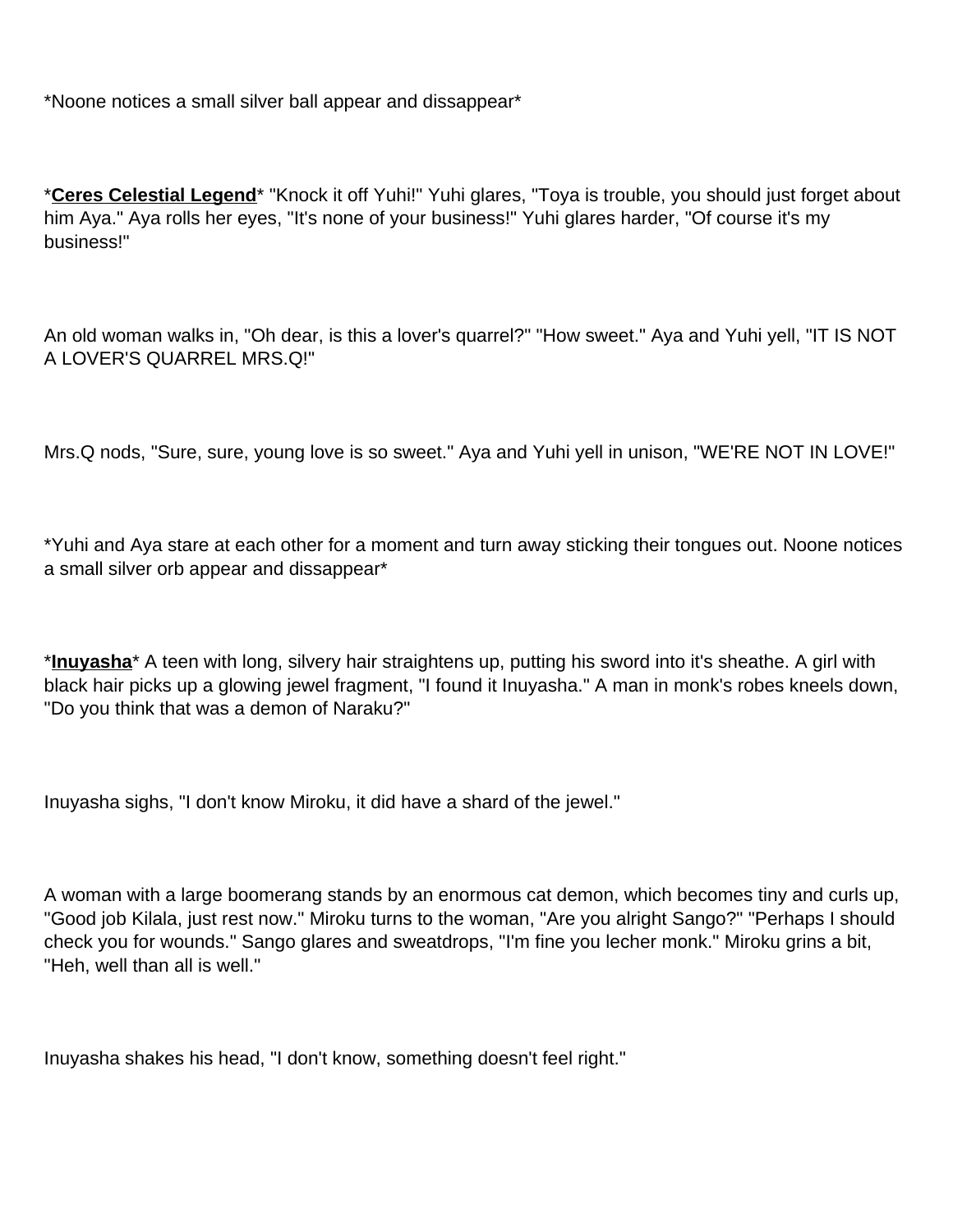*Noone notices a small silver ball appear and dissappear*

*__Ceres Celestial Legend__* "Knock it off Yuhi!" Yuhi glares, "Toya is trouble, you should just forget about him Aya." Aya rolls her eyes, "It's none of your business!" Yuhi glares harder, "Of course it's my business!"

An old woman walks in, "Oh dear, is this a lover's quarrel?" "How sweet." Aya and Yuhi yell, "IT IS NOT A LOVER'S QUARREL MRS.Q!"

Mrs.Q nods, "Sure, sure, young love is so sweet." Aya and Yuhi yell in unison, "WE'RE NOT IN LOVE!"

*Yuhi and Aya stare at each other for a moment and turn away sticking their tongues out. Noone notices a small silver orb appear and dissappear*

*__Inuyasha__* A teen with long, silvery hair straightens up, putting his sword into it's sheathe. A girl with black hair picks up a glowing jewel fragment, "I found it Inuyasha." A man in monk's robes kneels down, "Do you think that was a demon of Naraku?"

Inuyasha sighs, "I don't know Miroku, it did have a shard of the jewel."

A woman with a large boomerang stands by an enormous cat demon, which becomes tiny and curls up, "Good job Kilala, just rest now." Miroku turns to the woman, "Are you alright Sango?" "Perhaps I should check you for wounds." Sango glares and sweatdrops, "I'm fine you lecher monk." Miroku grins a bit, "Heh, well than all is well."

Inuyasha shakes his head, "I don't know, something doesn't feel right."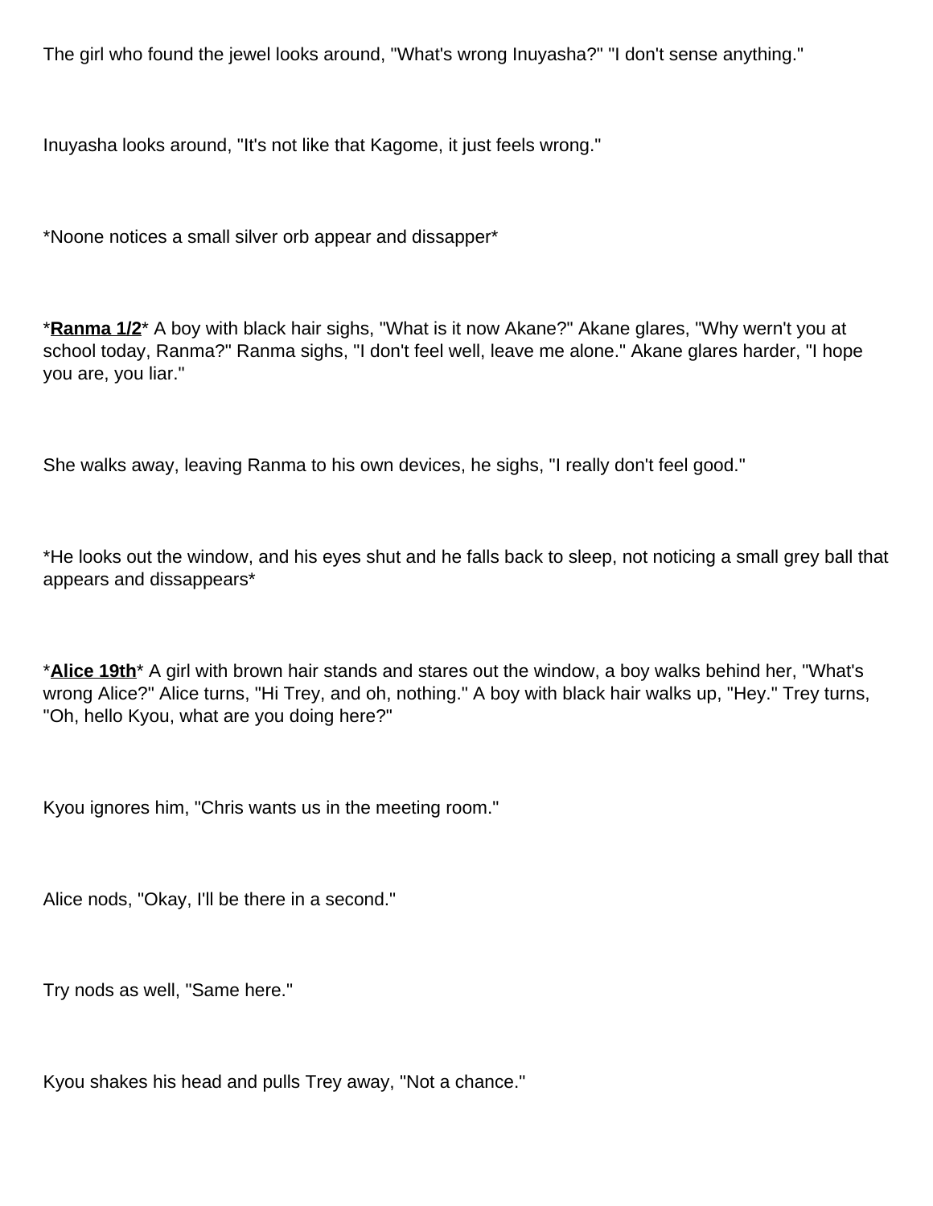The girl who found the jewel looks around, "What's wrong Inuyasha?" "I don't sense anything."

Inuyasha looks around, "It's not like that Kagome, it just feels wrong."

*Noone notices a small silver orb appear and dissapper*

*__Ranma 1/2__* A boy with black hair sighs, "What is it now Akane?" Akane glares, "Why wern't you at school today, Ranma?" Ranma sighs, "I don't feel well, leave me alone." Akane glares harder, "I hope you are, you liar."

She walks away, leaving Ranma to his own devices, he sighs, "I really don't feel good."

*He looks out the window, and his eyes shut and he falls back to sleep, not noticing a small grey ball that appears and dissappears*

*__Alice 19th__* A girl with brown hair stands and stares out the window, a boy walks behind her, "What's wrong Alice?" Alice turns, "Hi Trey, and oh, nothing." A boy with black hair walks up, "Hey." Trey turns, "Oh, hello Kyou, what are you doing here?"

Kyou ignores him, "Chris wants us in the meeting room."

Alice nods, "Okay, I'll be there in a second."

Try nods as well, "Same here."

Kyou shakes his head and pulls Trey away, "Not a chance."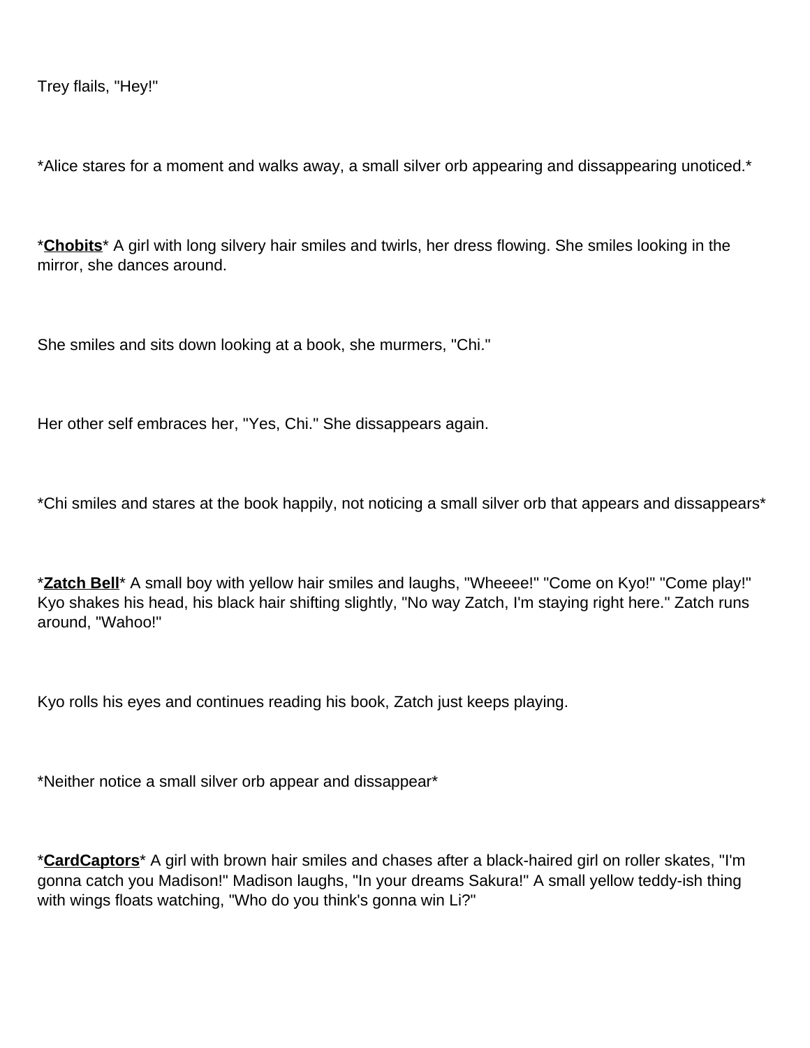Trey flails, "Hey!"

*Alice stares for a moment and walks away, a small silver orb appearing and dissappearing unoticed.*

*__Chobits__* A girl with long silvery hair smiles and twirls, her dress flowing. She smiles looking in the mirror, she dances around.

She smiles and sits down looking at a book, she murmers, "Chi."

Her other self embraces her, "Yes, Chi." She dissappears again.

*Chi smiles and stares at the book happily, not noticing a small silver orb that appears and dissappears*

*__Zatch Bell__* A small boy with yellow hair smiles and laughs, "Wheeee!" "Come on Kyo!" "Come play!" Kyo shakes his head, his black hair shifting slightly, "No way Zatch, I'm staying right here." Zatch runs around, "Wahoo!"

Kyo rolls his eyes and continues reading his book, Zatch just keeps playing.

*Neither notice a small silver orb appear and dissappear*

*__CardCaptors__* A girl with brown hair smiles and chases after a black-haired girl on roller skates, "I'm gonna catch you Madison!" Madison laughs, "In your dreams Sakura!" A small yellow teddy-ish thing with wings floats watching, "Who do you think's gonna win Li?"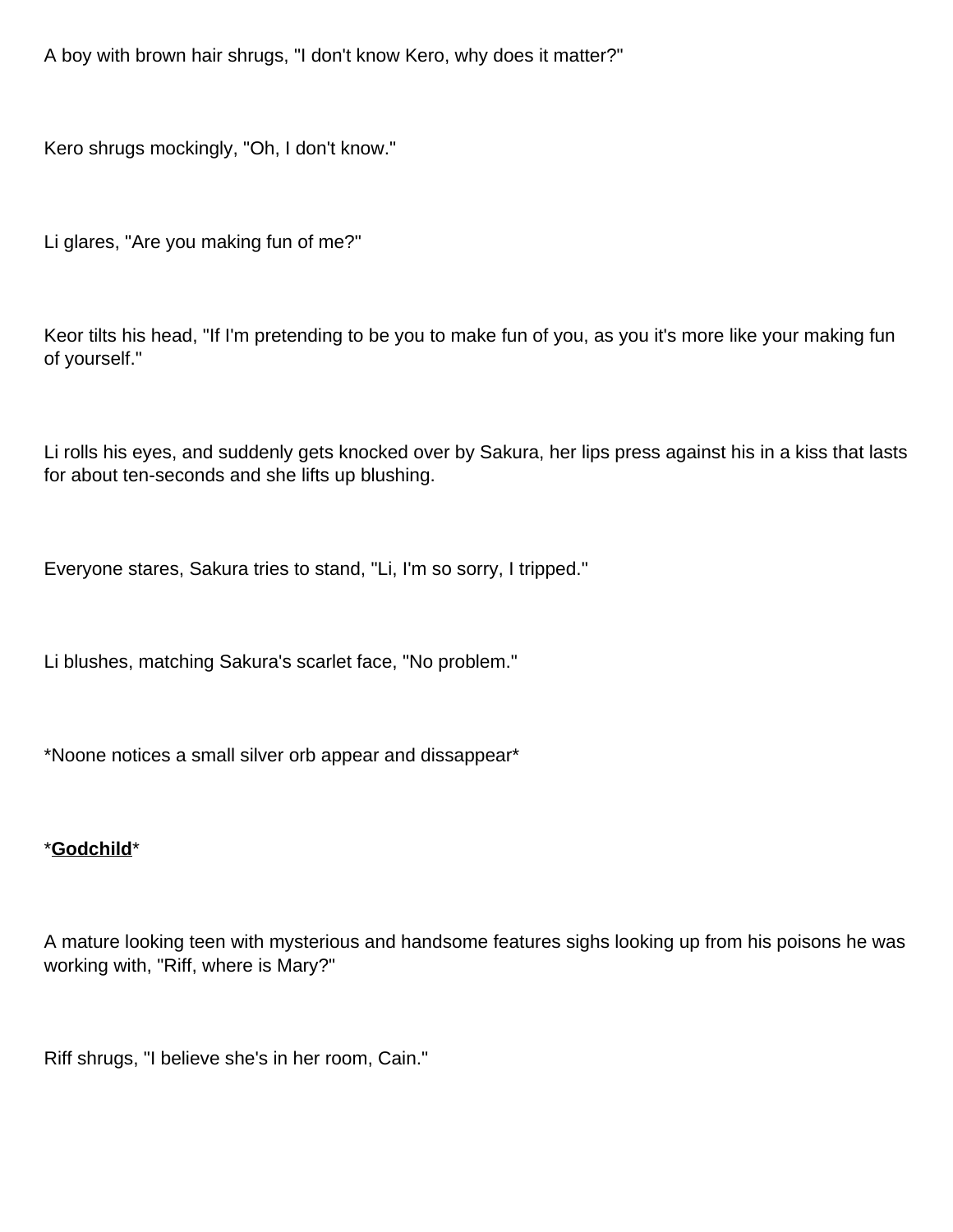A boy with brown hair shrugs, "I don't know Kero, why does it matter?"

Kero shrugs mockingly, "Oh, I don't know."

Li glares, "Are you making fun of me?"

Keor tilts his head, "If I'm pretending to be you to make fun of you, as you it's more like your making fun of yourself."

Li rolls his eyes, and suddenly gets knocked over by Sakura, her lips press against his in a kiss that lasts for about ten-seconds and she lifts up blushing.

Everyone stares, Sakura tries to stand, "Li, I'm so sorry, I tripped."

Li blushes, matching Sakura's scarlet face, "No problem."

*Noone notices a small silver orb appear and dissappear*

*__**Godchild**__*

A mature looking teen with mysterious and handsome features sighs looking up from his poisons he was working with, "Riff, where is Mary?"

Riff shrugs, "I believe she's in her room, Cain."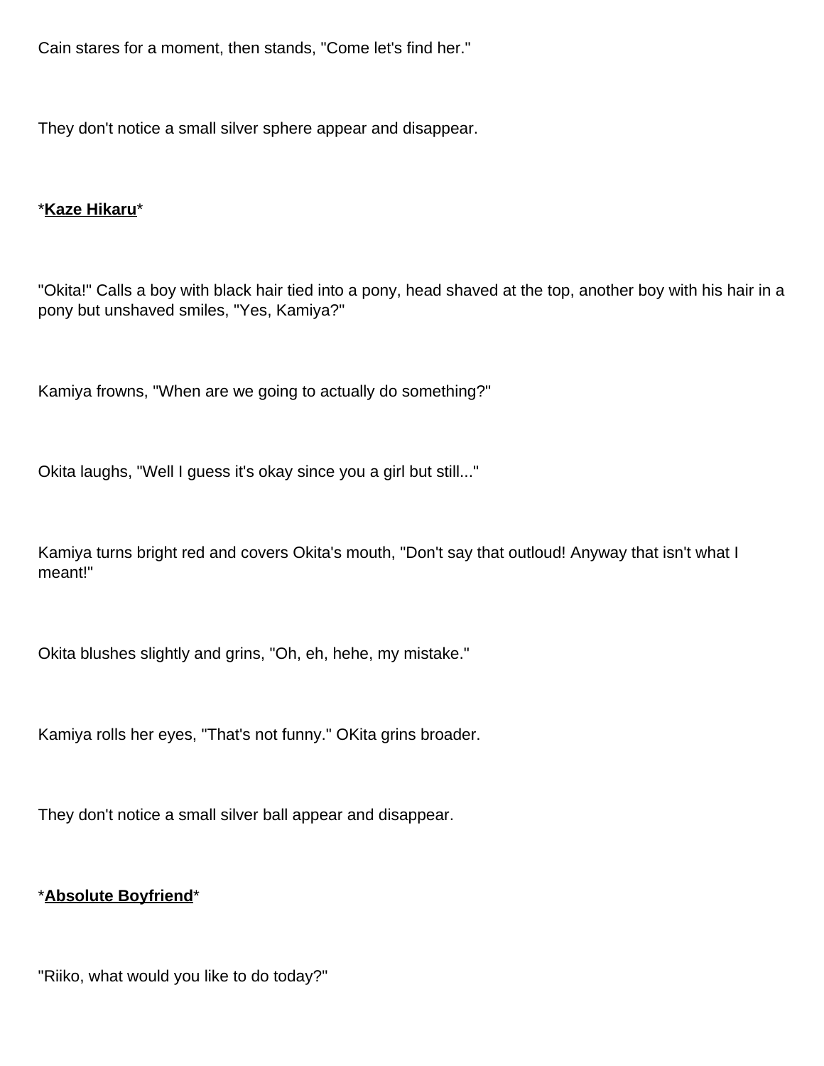Cain stares for a moment, then stands, "Come let's find her."

They don't notice a small silver sphere appear and disappear.

*__Kaze Hikaru__*

"Okita!" Calls a boy with black hair tied into a pony, head shaved at the top, another boy with his hair in a pony but unshaved smiles, "Yes, Kamiya?"

Kamiya frowns, "When are we going to actually do something?"

Okita laughs, "Well I guess it's okay since you a girl but still..."

Kamiya turns bright red and covers Okita's mouth, "Don't say that outloud! Anyway that isn't what I meant!"

Okita blushes slightly and grins, "Oh, eh, hehe, my mistake."

Kamiya rolls her eyes, "That's not funny." OKita grins broader.

They don't notice a small silver ball appear and disappear.

*__Absolute Boyfriend__*

"Riiko, what would you like to do today?"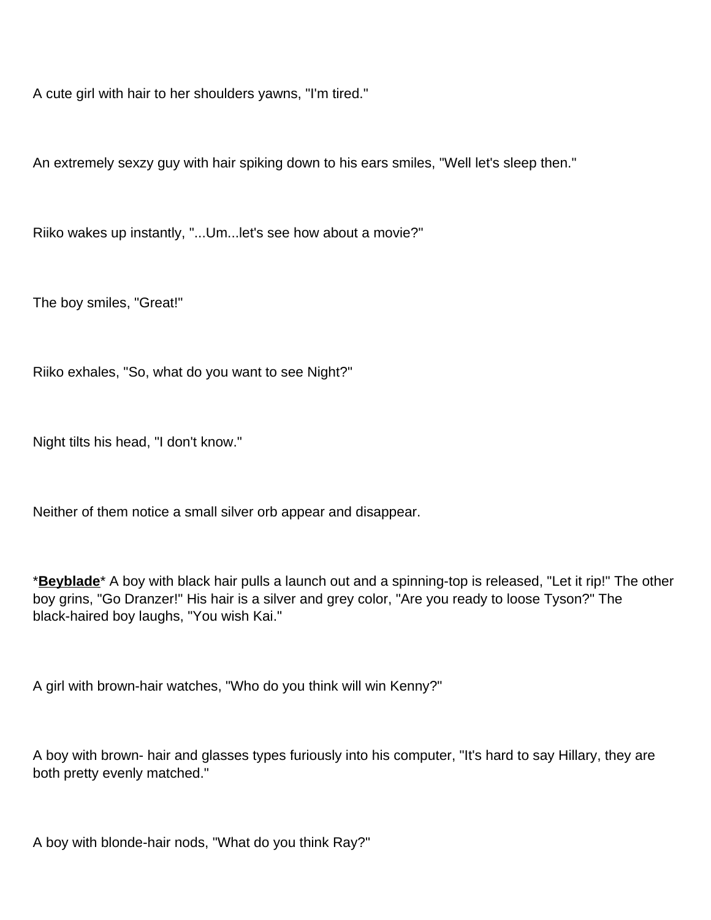A cute girl with hair to her shoulders yawns, "I'm tired."

An extremely sexzy guy with hair spiking down to his ears smiles, "Well let's sleep then."

Riiko wakes up instantly, "...Um...let's see how about a movie?"

The boy smiles, "Great!"

Riiko exhales, "So, what do you want to see Night?"

Night tilts his head, "I don't know."

Neither of them notice a small silver orb appear and disappear.

*<u>**Beyblade**</u>* A boy with black hair pulls a launch out and a spinning-top is released, "Let it rip!" The other boy grins, "Go Dranzer!" His hair is a silver and grey color, "Are you ready to loose Tyson?" The black-haired boy laughs, "You wish Kai."

A girl with brown-hair watches, "Who do you think will win Kenny?"

A boy with brown- hair and glasses types furiously into his computer, "It's hard to say Hillary, they are both pretty evenly matched."

A boy with blonde-hair nods, "What do you think Ray?"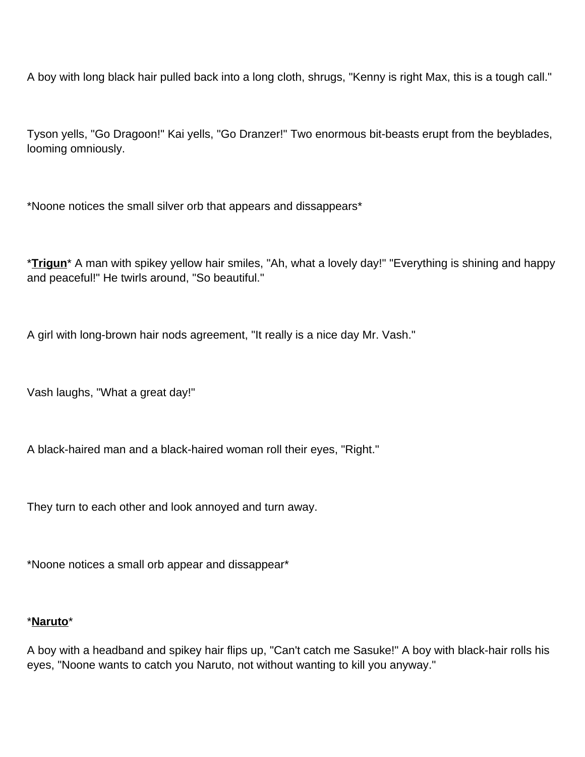A boy with long black hair pulled back into a long cloth, shrugs, "Kenny is right Max, this is a tough call."

Tyson yells, "Go Dragoon!" Kai yells, "Go Dranzer!" Two enormous bit-beasts erupt from the beyblades, looming omniously.

*Noone notices the small silver orb that appears and dissappears*

*__**Trigun**__* A man with spikey yellow hair smiles, "Ah, what a lovely day!" "Everything is shining and happy and peaceful!" He twirls around, "So beautiful."

A girl with long-brown hair nods agreement, "It really is a nice day Mr. Vash."

Vash laughs, "What a great day!"

A black-haired man and a black-haired woman roll their eyes, "Right."

They turn to each other and look annoyed and turn away.

*Noone notices a small orb appear and dissappear*

*__**Naruto**__*

A boy with a headband and spikey hair flips up, "Can't catch me Sasuke!" A boy with black-hair rolls his eyes, "Noone wants to catch you Naruto, not without wanting to kill you anyway."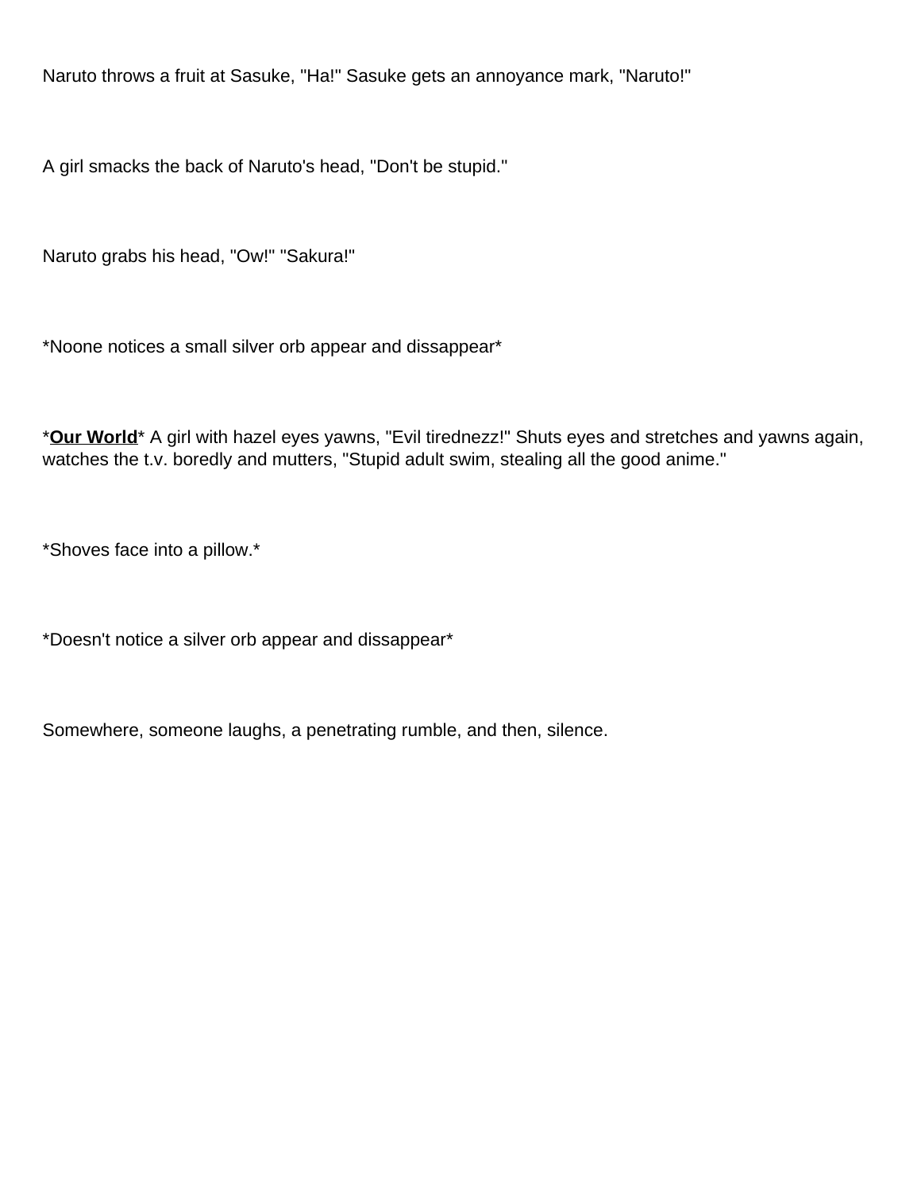Naruto throws a fruit at Sasuke, "Ha!" Sasuke gets an annoyance mark, "Naruto!"

A girl smacks the back of Naruto's head, "Don't be stupid."

Naruto grabs his head, "Ow!" "Sakura!"

*Noone notices a small silver orb appear and dissappear*

*__**Our World**__* A girl with hazel eyes yawns, "Evil tirednezz!" Shuts eyes and stretches and yawns again, watches the t.v. boredly and mutters, "Stupid adult swim, stealing all the good anime."

*Shoves face into a pillow.*

*Doesn't notice a silver orb appear and dissappear*

Somewhere, someone laughs, a penetrating rumble, and then, silence.